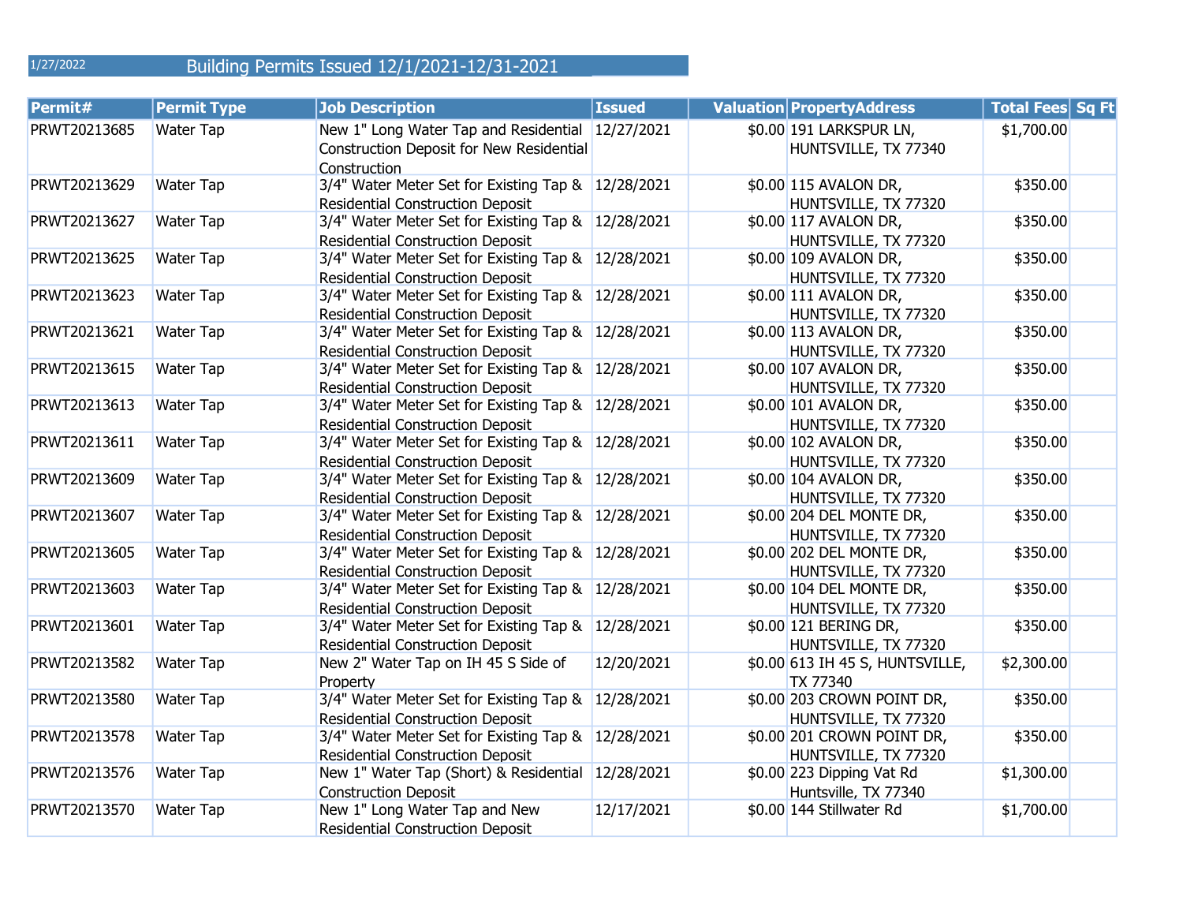1/27/2022

# Building Permits Issued 12/1/2021-12/31-2021

| Permit# | Permit Type | Job Description | Issued | Valuation | PropertyAddress | Total Fees | Sq Ft |
|---|---|---|---|---|---|---|---|
| PRWT20213685 | Water Tap | New 1" Long Water Tap and Residential Construction Deposit for New Residential Construction | 12/27/2021 | $0.00 | 191 LARKSPUR LN, HUNTSVILLE, TX 77340 | $1,700.00 | |
| PRWT20213629 | Water Tap | 3/4" Water Meter Set for Existing Tap & Residential Construction Deposit | 12/28/2021 | $0.00 | 115 AVALON DR, HUNTSVILLE, TX 77320 | $350.00 | |
| PRWT20213627 | Water Tap | 3/4" Water Meter Set for Existing Tap & Residential Construction Deposit | 12/28/2021 | $0.00 | 117 AVALON DR, HUNTSVILLE, TX 77320 | $350.00 | |
| PRWT20213625 | Water Tap | 3/4" Water Meter Set for Existing Tap & Residential Construction Deposit | 12/28/2021 | $0.00 | 109 AVALON DR, HUNTSVILLE, TX 77320 | $350.00 | |
| PRWT20213623 | Water Tap | 3/4" Water Meter Set for Existing Tap & Residential Construction Deposit | 12/28/2021 | $0.00 | 111 AVALON DR, HUNTSVILLE, TX 77320 | $350.00 | |
| PRWT20213621 | Water Tap | 3/4" Water Meter Set for Existing Tap & Residential Construction Deposit | 12/28/2021 | $0.00 | 113 AVALON DR, HUNTSVILLE, TX 77320 | $350.00 | |
| PRWT20213615 | Water Tap | 3/4" Water Meter Set for Existing Tap & Residential Construction Deposit | 12/28/2021 | $0.00 | 107 AVALON DR, HUNTSVILLE, TX 77320 | $350.00 | |
| PRWT20213613 | Water Tap | 3/4" Water Meter Set for Existing Tap & Residential Construction Deposit | 12/28/2021 | $0.00 | 101 AVALON DR, HUNTSVILLE, TX 77320 | $350.00 | |
| PRWT20213611 | Water Tap | 3/4" Water Meter Set for Existing Tap & Residential Construction Deposit | 12/28/2021 | $0.00 | 102 AVALON DR, HUNTSVILLE, TX 77320 | $350.00 | |
| PRWT20213609 | Water Tap | 3/4" Water Meter Set for Existing Tap & Residential Construction Deposit | 12/28/2021 | $0.00 | 104 AVALON DR, HUNTSVILLE, TX 77320 | $350.00 | |
| PRWT20213607 | Water Tap | 3/4" Water Meter Set for Existing Tap & Residential Construction Deposit | 12/28/2021 | $0.00 | 204 DEL MONTE DR, HUNTSVILLE, TX 77320 | $350.00 | |
| PRWT20213605 | Water Tap | 3/4" Water Meter Set for Existing Tap & Residential Construction Deposit | 12/28/2021 | $0.00 | 202 DEL MONTE DR, HUNTSVILLE, TX 77320 | $350.00 | |
| PRWT20213603 | Water Tap | 3/4" Water Meter Set for Existing Tap & Residential Construction Deposit | 12/28/2021 | $0.00 | 104 DEL MONTE DR, HUNTSVILLE, TX 77320 | $350.00 | |
| PRWT20213601 | Water Tap | 3/4" Water Meter Set for Existing Tap & Residential Construction Deposit | 12/28/2021 | $0.00 | 121 BERING DR, HUNTSVILLE, TX 77320 | $350.00 | |
| PRWT20213582 | Water Tap | New 2" Water Tap on IH 45 S Side of Property | 12/20/2021 | $0.00 | 613 IH 45 S, HUNTSVILLE, TX 77340 | $2,300.00 | |
| PRWT20213580 | Water Tap | 3/4" Water Meter Set for Existing Tap & Residential Construction Deposit | 12/28/2021 | $0.00 | 203 CROWN POINT DR, HUNTSVILLE, TX 77320 | $350.00 | |
| PRWT20213578 | Water Tap | 3/4" Water Meter Set for Existing Tap & Residential Construction Deposit | 12/28/2021 | $0.00 | 201 CROWN POINT DR, HUNTSVILLE, TX 77320 | $350.00 | |
| PRWT20213576 | Water Tap | New 1" Water Tap (Short) & Residential Construction Deposit | 12/28/2021 | $0.00 | 223 Dipping Vat Rd Huntsville, TX 77340 | $1,300.00 | |
| PRWT20213570 | Water Tap | New 1" Long Water Tap and New Residential Construction Deposit | 12/17/2021 | $0.00 | 144 Stillwater Rd | $1,700.00 | |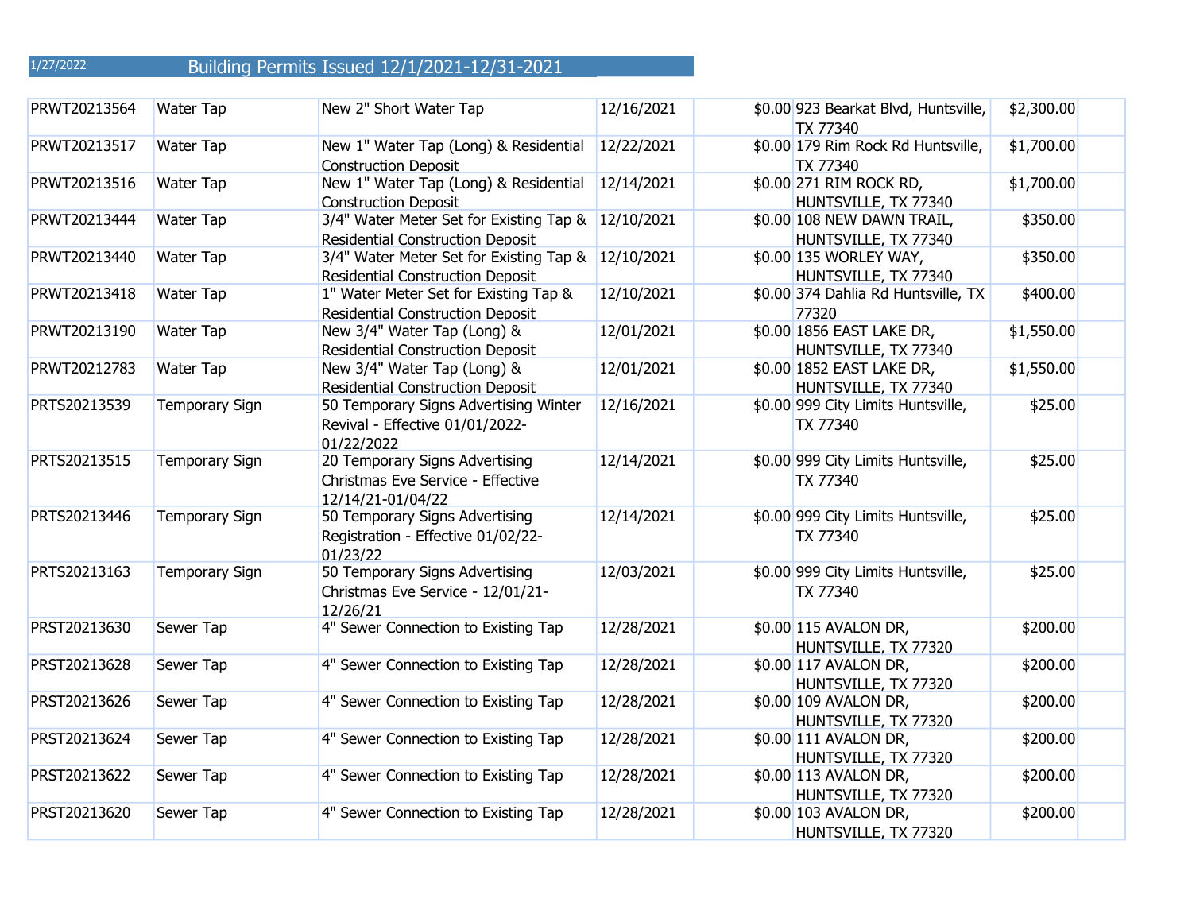1/27/2022

# Building Permits Issued 12/1/2021-12/31-2021

| | | | | | | | |
|---|---|---|---|---|---|---|---|
| PRWT20213564 | Water Tap | New 2" Short Water Tap | 12/16/2021 | $0.00 | 923 Bearkat Blvd, Huntsville, TX 77340 | $2,300.00 | |
| PRWT20213517 | Water Tap | New 1" Water Tap (Long) & Residential Construction Deposit | 12/22/2021 | $0.00 | 179 Rim Rock Rd Huntsville, TX 77340 | $1,700.00 | |
| PRWT20213516 | Water Tap | New 1" Water Tap (Long) & Residential Construction Deposit | 12/14/2021 | $0.00 | 271 RIM ROCK RD, HUNTSVILLE, TX 77340 | $1,700.00 | |
| PRWT20213444 | Water Tap | 3/4" Water Meter Set for Existing Tap & Residential Construction Deposit | 12/10/2021 | $0.00 | 108 NEW DAWN TRAIL, HUNTSVILLE, TX 77340 | $350.00 | |
| PRWT20213440 | Water Tap | 3/4" Water Meter Set for Existing Tap & Residential Construction Deposit | 12/10/2021 | $0.00 | 135 WORLEY WAY, HUNTSVILLE, TX 77340 | $350.00 | |
| PRWT20213418 | Water Tap | 1" Water Meter Set for Existing Tap & Residential Construction Deposit | 12/10/2021 | $0.00 | 374 Dahlia Rd Huntsville, TX 77320 | $400.00 | |
| PRWT20213190 | Water Tap | New 3/4" Water Tap (Long) & Residential Construction Deposit | 12/01/2021 | $0.00 | 1856 EAST LAKE DR, HUNTSVILLE, TX 77340 | $1,550.00 | |
| PRWT20212783 | Water Tap | New 3/4" Water Tap (Long) & Residential Construction Deposit | 12/01/2021 | $0.00 | 1852 EAST LAKE DR, HUNTSVILLE, TX 77340 | $1,550.00 | |
| PRTS20213539 | Temporary Sign | 50 Temporary Signs Advertising Winter Revival - Effective 01/01/2022-01/22/2022 | 12/16/2021 | $0.00 | 999 City Limits Huntsville, TX 77340 | $25.00 | |
| PRTS20213515 | Temporary Sign | 20 Temporary Signs Advertising Christmas Eve Service - Effective 12/14/21-01/04/22 | 12/14/2021 | $0.00 | 999 City Limits Huntsville, TX 77340 | $25.00 | |
| PRTS20213446 | Temporary Sign | 50 Temporary Signs Advertising Registration - Effective 01/02/22-01/23/22 | 12/14/2021 | $0.00 | 999 City Limits Huntsville, TX 77340 | $25.00 | |
| PRTS20213163 | Temporary Sign | 50 Temporary Signs Advertising Christmas Eve Service - 12/01/21-12/26/21 | 12/03/2021 | $0.00 | 999 City Limits Huntsville, TX 77340 | $25.00 | |
| PRST20213630 | Sewer Tap | 4" Sewer Connection to Existing Tap | 12/28/2021 | $0.00 | 115 AVALON DR, HUNTSVILLE, TX 77320 | $200.00 | |
| PRST20213628 | Sewer Tap | 4" Sewer Connection to Existing Tap | 12/28/2021 | $0.00 | 117 AVALON DR, HUNTSVILLE, TX 77320 | $200.00 | |
| PRST20213626 | Sewer Tap | 4" Sewer Connection to Existing Tap | 12/28/2021 | $0.00 | 109 AVALON DR, HUNTSVILLE, TX 77320 | $200.00 | |
| PRST20213624 | Sewer Tap | 4" Sewer Connection to Existing Tap | 12/28/2021 | $0.00 | 111 AVALON DR, HUNTSVILLE, TX 77320 | $200.00 | |
| PRST20213622 | Sewer Tap | 4" Sewer Connection to Existing Tap | 12/28/2021 | $0.00 | 113 AVALON DR, HUNTSVILLE, TX 77320 | $200.00 | |
| PRST20213620 | Sewer Tap | 4" Sewer Connection to Existing Tap | 12/28/2021 | $0.00 | 103 AVALON DR, HUNTSVILLE, TX 77320 | $200.00 | |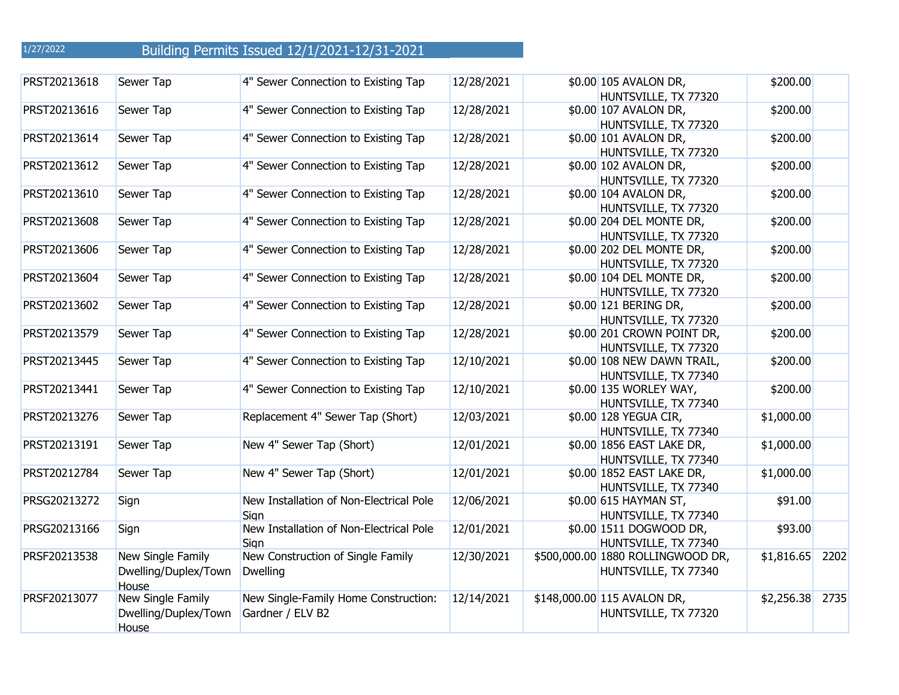# Building Permits Issued 12/1/2021-12/31-2021

| | | | | | | | |
|---|---|---|---|---|---|---|---|
| PRST20213618 | Sewer Tap | 4" Sewer Connection to Existing Tap | 12/28/2021 | $0.00 | 105 AVALON DR, HUNTSVILLE, TX 77320 | $200.00 | |
| PRST20213616 | Sewer Tap | 4" Sewer Connection to Existing Tap | 12/28/2021 | $0.00 | 107 AVALON DR, HUNTSVILLE, TX 77320 | $200.00 | |
| PRST20213614 | Sewer Tap | 4" Sewer Connection to Existing Tap | 12/28/2021 | $0.00 | 101 AVALON DR, HUNTSVILLE, TX 77320 | $200.00 | |
| PRST20213612 | Sewer Tap | 4" Sewer Connection to Existing Tap | 12/28/2021 | $0.00 | 102 AVALON DR, HUNTSVILLE, TX 77320 | $200.00 | |
| PRST20213610 | Sewer Tap | 4" Sewer Connection to Existing Tap | 12/28/2021 | $0.00 | 104 AVALON DR, HUNTSVILLE, TX 77320 | $200.00 | |
| PRST20213608 | Sewer Tap | 4" Sewer Connection to Existing Tap | 12/28/2021 | $0.00 | 204 DEL MONTE DR, HUNTSVILLE, TX 77320 | $200.00 | |
| PRST20213606 | Sewer Tap | 4" Sewer Connection to Existing Tap | 12/28/2021 | $0.00 | 202 DEL MONTE DR, HUNTSVILLE, TX 77320 | $200.00 | |
| PRST20213604 | Sewer Tap | 4" Sewer Connection to Existing Tap | 12/28/2021 | $0.00 | 104 DEL MONTE DR, HUNTSVILLE, TX 77320 | $200.00 | |
| PRST20213602 | Sewer Tap | 4" Sewer Connection to Existing Tap | 12/28/2021 | $0.00 | 121 BERING DR, HUNTSVILLE, TX 77320 | $200.00 | |
| PRST20213579 | Sewer Tap | 4" Sewer Connection to Existing Tap | 12/28/2021 | $0.00 | 201 CROWN POINT DR, HUNTSVILLE, TX 77320 | $200.00 | |
| PRST20213445 | Sewer Tap | 4" Sewer Connection to Existing Tap | 12/10/2021 | $0.00 | 108 NEW DAWN TRAIL, HUNTSVILLE, TX 77340 | $200.00 | |
| PRST20213441 | Sewer Tap | 4" Sewer Connection to Existing Tap | 12/10/2021 | $0.00 | 135 WORLEY WAY, HUNTSVILLE, TX 77340 | $200.00 | |
| PRST20213276 | Sewer Tap | Replacement 4" Sewer Tap (Short) | 12/03/2021 | $0.00 | 128 YEGUA CIR, HUNTSVILLE, TX 77340 | $1,000.00 | |
| PRST20213191 | Sewer Tap | New 4" Sewer Tap (Short) | 12/01/2021 | $0.00 | 1856 EAST LAKE DR, HUNTSVILLE, TX 77340 | $1,000.00 | |
| PRST20212784 | Sewer Tap | New 4" Sewer Tap (Short) | 12/01/2021 | $0.00 | 1852 EAST LAKE DR, HUNTSVILLE, TX 77340 | $1,000.00 | |
| PRSG20213272 | Sign | New Installation of Non-Electrical Pole Sign | 12/06/2021 | $0.00 | 615 HAYMAN ST, HUNTSVILLE, TX 77340 | $91.00 | |
| PRSG20213166 | Sign | New Installation of Non-Electrical Pole Sign | 12/01/2021 | $0.00 | 1511 DOGWOOD DR, HUNTSVILLE, TX 77340 | $93.00 | |
| PRSF20213538 | New Single Family Dwelling/Duplex/Town House | New Construction of Single Family Dwelling | 12/30/2021 | $500,000.00 | 1880 ROLLINGWOOD DR, HUNTSVILLE, TX 77340 | $1,816.65 | 2202 |
| PRSF20213077 | New Single Family Dwelling/Duplex/Town House | New Single-Family Home Construction: Gardner / ELV B2 | 12/14/2021 | $148,000.00 | 115 AVALON DR, HUNTSVILLE, TX 77320 | $2,256.38 | 2735 |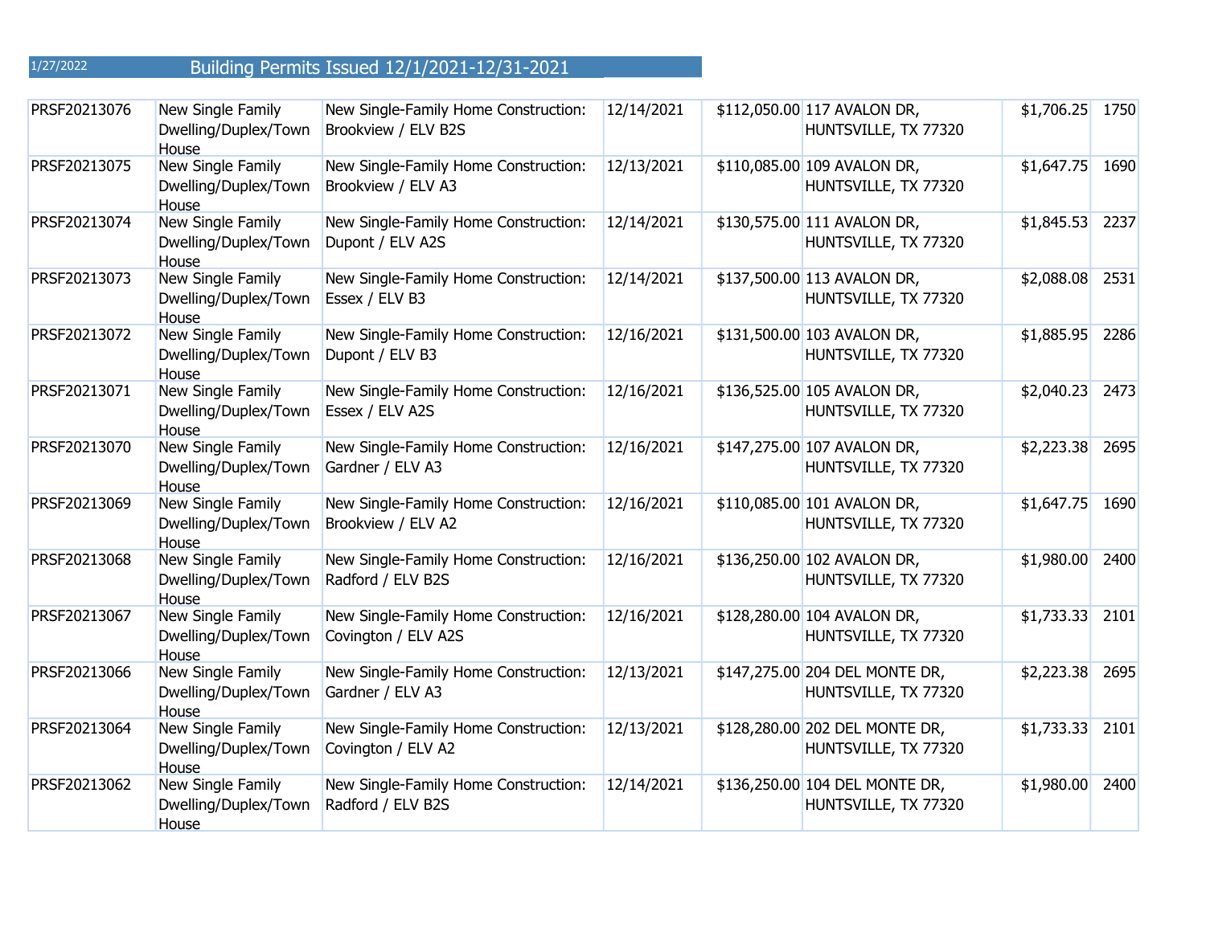1/27/2022

# Building Permits Issued 12/1/2021-12/31-2021

| | | | | | | | |
|---|---|---|---|---|---|---|---|
| PRSF20213076 | New Single Family Dwelling/Duplex/Town House | New Single-Family Home Construction: Brookview / ELV B2S | 12/14/2021 | $112,050.00 | 117 AVALON DR, HUNTSVILLE, TX 77320 | $1,706.25 | 1750 |
| PRSF20213075 | New Single Family Dwelling/Duplex/Town House | New Single-Family Home Construction: Brookview / ELV A3 | 12/13/2021 | $110,085.00 | 109 AVALON DR, HUNTSVILLE, TX 77320 | $1,647.75 | 1690 |
| PRSF20213074 | New Single Family Dwelling/Duplex/Town House | New Single-Family Home Construction: Dupont / ELV A2S | 12/14/2021 | $130,575.00 | 111 AVALON DR, HUNTSVILLE, TX 77320 | $1,845.53 | 2237 |
| PRSF20213073 | New Single Family Dwelling/Duplex/Town House | New Single-Family Home Construction: Essex / ELV B3 | 12/14/2021 | $137,500.00 | 113 AVALON DR, HUNTSVILLE, TX 77320 | $2,088.08 | 2531 |
| PRSF20213072 | New Single Family Dwelling/Duplex/Town House | New Single-Family Home Construction: Dupont / ELV B3 | 12/16/2021 | $131,500.00 | 103 AVALON DR, HUNTSVILLE, TX 77320 | $1,885.95 | 2286 |
| PRSF20213071 | New Single Family Dwelling/Duplex/Town House | New Single-Family Home Construction: Essex / ELV A2S | 12/16/2021 | $136,525.00 | 105 AVALON DR, HUNTSVILLE, TX 77320 | $2,040.23 | 2473 |
| PRSF20213070 | New Single Family Dwelling/Duplex/Town House | New Single-Family Home Construction: Gardner / ELV A3 | 12/16/2021 | $147,275.00 | 107 AVALON DR, HUNTSVILLE, TX 77320 | $2,223.38 | 2695 |
| PRSF20213069 | New Single Family Dwelling/Duplex/Town House | New Single-Family Home Construction: Brookview / ELV A2 | 12/16/2021 | $110,085.00 | 101 AVALON DR, HUNTSVILLE, TX 77320 | $1,647.75 | 1690 |
| PRSF20213068 | New Single Family Dwelling/Duplex/Town House | New Single-Family Home Construction: Radford / ELV B2S | 12/16/2021 | $136,250.00 | 102 AVALON DR, HUNTSVILLE, TX 77320 | $1,980.00 | 2400 |
| PRSF20213067 | New Single Family Dwelling/Duplex/Town House | New Single-Family Home Construction: Covington / ELV A2S | 12/16/2021 | $128,280.00 | 104 AVALON DR, HUNTSVILLE, TX 77320 | $1,733.33 | 2101 |
| PRSF20213066 | New Single Family Dwelling/Duplex/Town House | New Single-Family Home Construction: Gardner / ELV A3 | 12/13/2021 | $147,275.00 | 204 DEL MONTE DR, HUNTSVILLE, TX 77320 | $2,223.38 | 2695 |
| PRSF20213064 | New Single Family Dwelling/Duplex/Town House | New Single-Family Home Construction: Covington / ELV A2 | 12/13/2021 | $128,280.00 | 202 DEL MONTE DR, HUNTSVILLE, TX 77320 | $1,733.33 | 2101 |
| PRSF20213062 | New Single Family Dwelling/Duplex/Town House | New Single-Family Home Construction: Radford / ELV B2S | 12/14/2021 | $136,250.00 | 104 DEL MONTE DR, HUNTSVILLE, TX 77320 | $1,980.00 | 2400 |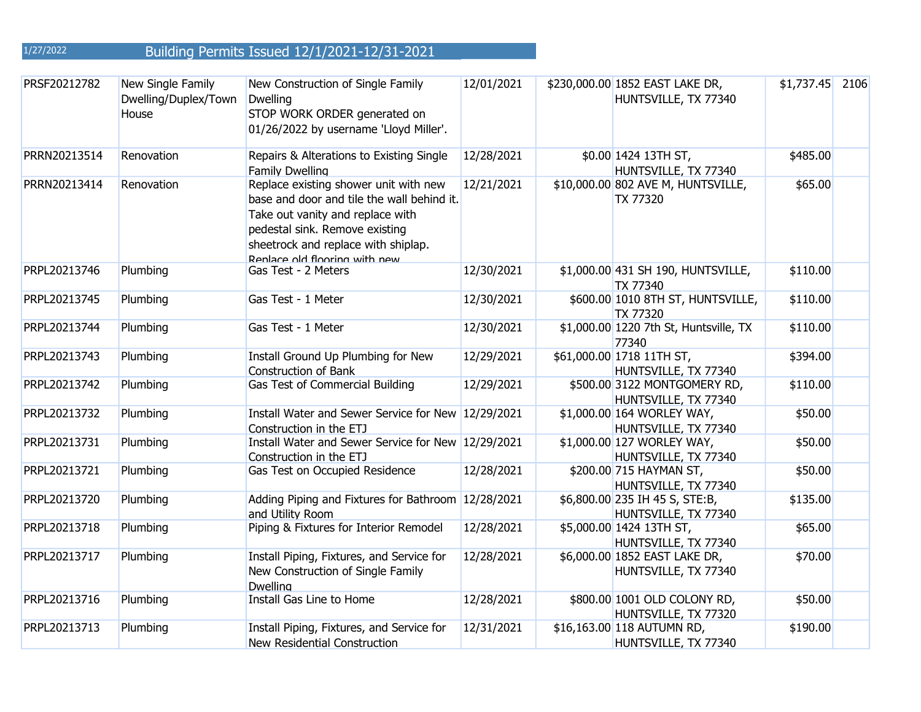1/27/2022 Building Permits Issued 12/1/2021-12/31-2021

| | | | | | | | |
|---|---|---|---|---|---|---|---|
| PRSF20212782 | New Single Family Dwelling/Duplex/Town House | New Construction of Single Family Dwelling STOP WORK ORDER generated on 01/26/2022 by username 'Lloyd Miller'. | 12/01/2021 | $230,000.00 | 1852 EAST LAKE DR, HUNTSVILLE, TX 77340 | $1,737.45 | 2106 |
| PRRN20213514 | Renovation | Repairs & Alterations to Existing Single Family Dwelling | 12/28/2021 | $0.00 | 1424 13TH ST, HUNTSVILLE, TX 77340 | $485.00 | |
| PRRN20213414 | Renovation | Replace existing shower unit with new base and door and tile the wall behind it. Take out vanity and replace with pedestal sink. Remove existing sheetrock and replace with shiplap. Replace old flooring with new | 12/21/2021 | $10,000.00 | 802 AVE M, HUNTSVILLE, TX 77320 | $65.00 | |
| PRPL20213746 | Plumbing | Gas Test - 2 Meters | 12/30/2021 | $1,000.00 | 431 SH 190, HUNTSVILLE, TX 77340 | $110.00 | |
| PRPL20213745 | Plumbing | Gas Test - 1 Meter | 12/30/2021 | $600.00 | 1010 8TH ST, HUNTSVILLE, TX 77320 | $110.00 | |
| PRPL20213744 | Plumbing | Gas Test - 1 Meter | 12/30/2021 | $1,000.00 | 1220 7th St, Huntsville, TX 77340 | $110.00 | |
| PRPL20213743 | Plumbing | Install Ground Up Plumbing for New Construction of Bank | 12/29/2021 | $61,000.00 | 1718 11TH ST, HUNTSVILLE, TX 77340 | $394.00 | |
| PRPL20213742 | Plumbing | Gas Test of Commercial Building | 12/29/2021 | $500.00 | 3122 MONTGOMERY RD, HUNTSVILLE, TX 77340 | $110.00 | |
| PRPL20213732 | Plumbing | Install Water and Sewer Service for New Construction in the ETJ | 12/29/2021 | $1,000.00 | 164 WORLEY WAY, HUNTSVILLE, TX 77340 | $50.00 | |
| PRPL20213731 | Plumbing | Install Water and Sewer Service for New Construction in the ETJ | 12/29/2021 | $1,000.00 | 127 WORLEY WAY, HUNTSVILLE, TX 77340 | $50.00 | |
| PRPL20213721 | Plumbing | Gas Test on Occupied Residence | 12/28/2021 | $200.00 | 715 HAYMAN ST, HUNTSVILLE, TX 77340 | $50.00 | |
| PRPL20213720 | Plumbing | Adding Piping and Fixtures for Bathroom and Utility Room | 12/28/2021 | $6,800.00 | 235 IH 45 S, STE:B, HUNTSVILLE, TX 77340 | $135.00 | |
| PRPL20213718 | Plumbing | Piping & Fixtures for Interior Remodel | 12/28/2021 | $5,000.00 | 1424 13TH ST, HUNTSVILLE, TX 77340 | $65.00 | |
| PRPL20213717 | Plumbing | Install Piping, Fixtures, and Service for New Construction of Single Family Dwelling | 12/28/2021 | $6,000.00 | 1852 EAST LAKE DR, HUNTSVILLE, TX 77340 | $70.00 | |
| PRPL20213716 | Plumbing | Install Gas Line to Home | 12/28/2021 | $800.00 | 1001 OLD COLONY RD, HUNTSVILLE, TX 77320 | $50.00 | |
| PRPL20213713 | Plumbing | Install Piping, Fixtures, and Service for New Residential Construction | 12/31/2021 | $16,163.00 | 118 AUTUMN RD, HUNTSVILLE, TX 77340 | $190.00 | |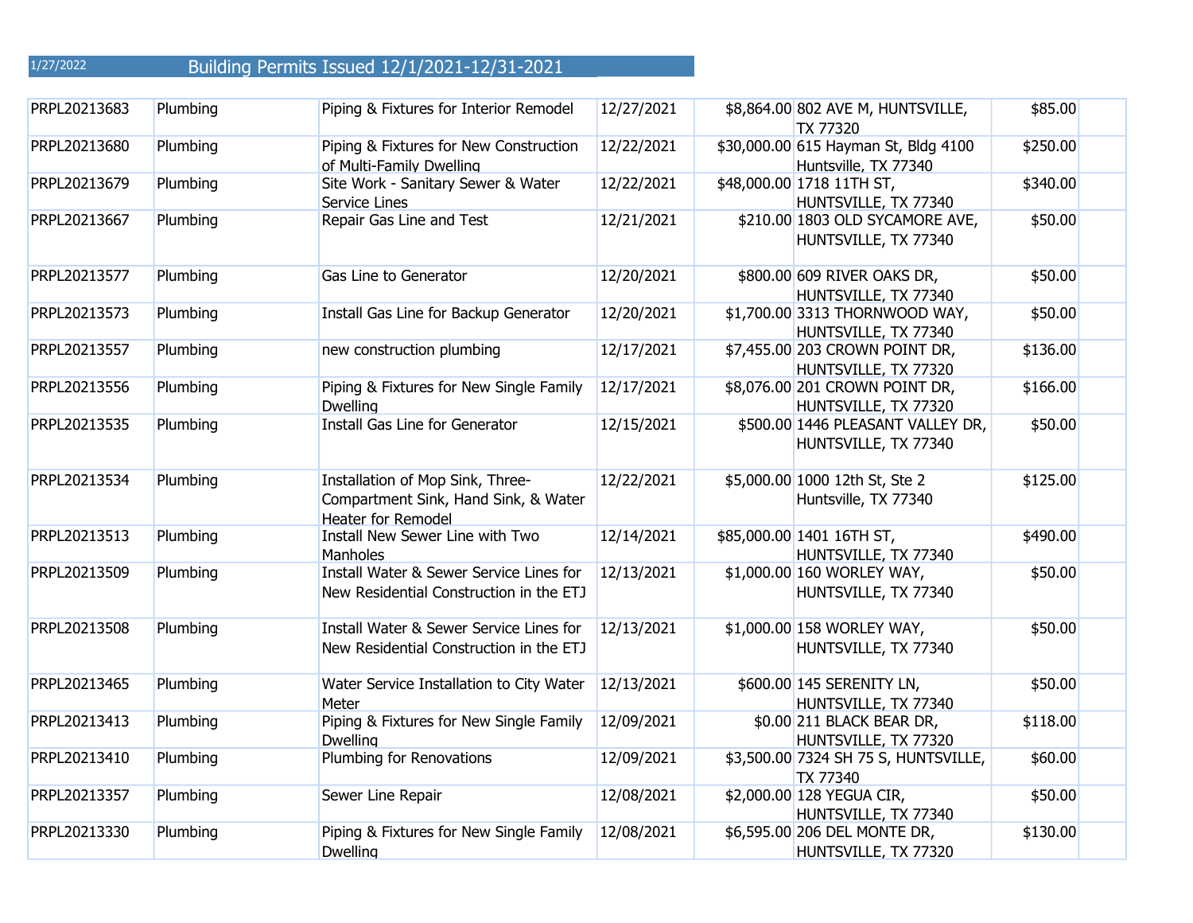1/27/2022

# Building Permits Issued 12/1/2021-12/31-2021

| | | | | | | | |
|---|---|---|---|---|---|---|---|
| PRPL20213683 | Plumbing | Piping & Fixtures for Interior Remodel | 12/27/2021 | $8,864.00 | 802 AVE M, HUNTSVILLE, TX 77320 | $85.00 | |
| PRPL20213680 | Plumbing | Piping & Fixtures for New Construction of Multi-Family Dwelling | 12/22/2021 | $30,000.00 | 615 Hayman St, Bldg 4100 Huntsville, TX 77340 | $250.00 | |
| PRPL20213679 | Plumbing | Site Work - Sanitary Sewer & Water Service Lines | 12/22/2021 | $48,000.00 | 1718 11TH ST, HUNTSVILLE, TX 77340 | $340.00 | |
| PRPL20213667 | Plumbing | Repair Gas Line and Test | 12/21/2021 | $210.00 | 1803 OLD SYCAMORE AVE, HUNTSVILLE, TX 77340 | $50.00 | |
| PRPL20213577 | Plumbing | Gas Line to Generator | 12/20/2021 | $800.00 | 609 RIVER OAKS DR, HUNTSVILLE, TX 77340 | $50.00 | |
| PRPL20213573 | Plumbing | Install Gas Line for Backup Generator | 12/20/2021 | $1,700.00 | 3313 THORNWOOD WAY, HUNTSVILLE, TX 77340 | $50.00 | |
| PRPL20213557 | Plumbing | new construction plumbing | 12/17/2021 | $7,455.00 | 203 CROWN POINT DR, HUNTSVILLE, TX 77320 | $136.00 | |
| PRPL20213556 | Plumbing | Piping & Fixtures for New Single Family Dwelling | 12/17/2021 | $8,076.00 | 201 CROWN POINT DR, HUNTSVILLE, TX 77320 | $166.00 | |
| PRPL20213535 | Plumbing | Install Gas Line for Generator | 12/15/2021 | $500.00 | 1446 PLEASANT VALLEY DR, HUNTSVILLE, TX 77340 | $50.00 | |
| PRPL20213534 | Plumbing | Installation of Mop Sink, Three-Compartment Sink, Hand Sink, & Water Heater for Remodel | 12/22/2021 | $5,000.00 | 1000 12th St, Ste 2 Huntsville, TX 77340 | $125.00 | |
| PRPL20213513 | Plumbing | Install New Sewer Line with Two Manholes | 12/14/2021 | $85,000.00 | 1401 16TH ST, HUNTSVILLE, TX 77340 | $490.00 | |
| PRPL20213509 | Plumbing | Install Water & Sewer Service Lines for New Residential Construction in the ETJ | 12/13/2021 | $1,000.00 | 160 WORLEY WAY, HUNTSVILLE, TX 77340 | $50.00 | |
| PRPL20213508 | Plumbing | Install Water & Sewer Service Lines for New Residential Construction in the ETJ | 12/13/2021 | $1,000.00 | 158 WORLEY WAY, HUNTSVILLE, TX 77340 | $50.00 | |
| PRPL20213465 | Plumbing | Water Service Installation to City Water Meter | 12/13/2021 | $600.00 | 145 SERENITY LN, HUNTSVILLE, TX 77340 | $50.00 | |
| PRPL20213413 | Plumbing | Piping & Fixtures for New Single Family Dwelling | 12/09/2021 | $0.00 | 211 BLACK BEAR DR, HUNTSVILLE, TX 77320 | $118.00 | |
| PRPL20213410 | Plumbing | Plumbing for Renovations | 12/09/2021 | $3,500.00 | 7324 SH 75 S, HUNTSVILLE, TX 77340 | $60.00 | |
| PRPL20213357 | Plumbing | Sewer Line Repair | 12/08/2021 | $2,000.00 | 128 YEGUA CIR, HUNTSVILLE, TX 77340 | $50.00 | |
| PRPL20213330 | Plumbing | Piping & Fixtures for New Single Family Dwelling | 12/08/2021 | $6,595.00 | 206 DEL MONTE DR, HUNTSVILLE, TX 77320 | $130.00 | |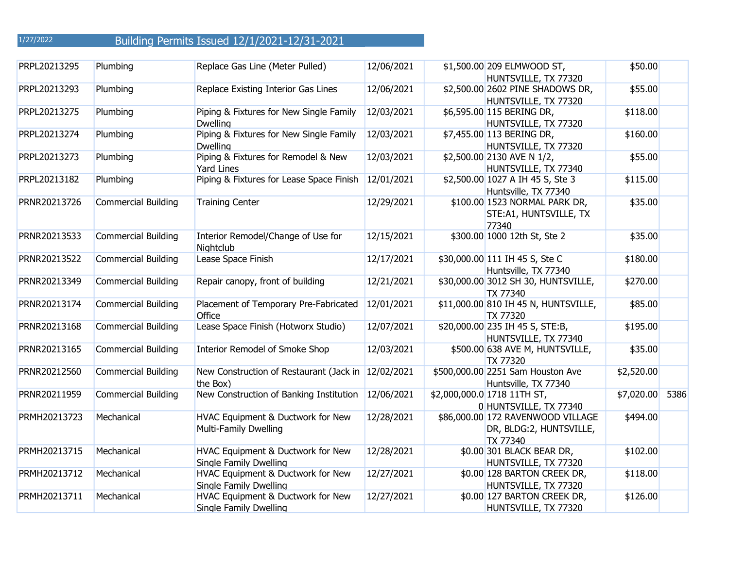1/27/2022

# Building Permits Issued 12/1/2021-12/31-2021

| | | | | | | | |
|---|---|---|---|---|---|---|---|
| PRPL20213295 | Plumbing | Replace Gas Line (Meter Pulled) | 12/06/2021 | $1,500.00 | 209 ELMWOOD ST, HUNTSVILLE, TX 77320 | $50.00 | |
| PRPL20213293 | Plumbing | Replace Existing Interior Gas Lines | 12/06/2021 | $2,500.00 | 2602 PINE SHADOWS DR, HUNTSVILLE, TX 77320 | $55.00 | |
| PRPL20213275 | Plumbing | Piping & Fixtures for New Single Family Dwelling | 12/03/2021 | $6,595.00 | 115 BERING DR, HUNTSVILLE, TX 77320 | $118.00 | |
| PRPL20213274 | Plumbing | Piping & Fixtures for New Single Family Dwelling | 12/03/2021 | $7,455.00 | 113 BERING DR, HUNTSVILLE, TX 77320 | $160.00 | |
| PRPL20213273 | Plumbing | Piping & Fixtures for Remodel & New Yard Lines | 12/03/2021 | $2,500.00 | 2130 AVE N 1/2, HUNTSVILLE, TX 77340 | $55.00 | |
| PRPL20213182 | Plumbing | Piping & Fixtures for Lease Space Finish | 12/01/2021 | $2,500.00 | 1027 A IH 45 S, Ste 3 Huntsville, TX 77340 | $115.00 | |
| PRNR20213726 | Commercial Building | Training Center | 12/29/2021 | $100.00 | 1523 NORMAL PARK DR, STE:A1, HUNTSVILLE, TX 77340 | $35.00 | |
| PRNR20213533 | Commercial Building | Interior Remodel/Change of Use for Nightclub | 12/15/2021 | $300.00 | 1000 12th St, Ste 2 | $35.00 | |
| PRNR20213522 | Commercial Building | Lease Space Finish | 12/17/2021 | $30,000.00 | 111 IH 45 S, Ste C Huntsville, TX 77340 | $180.00 | |
| PRNR20213349 | Commercial Building | Repair canopy, front of building | 12/21/2021 | $30,000.00 | 3012 SH 30, HUNTSVILLE, TX 77340 | $270.00 | |
| PRNR20213174 | Commercial Building | Placement of Temporary Pre-Fabricated Office | 12/01/2021 | $11,000.00 | 810 IH 45 N, HUNTSVILLE, TX 77320 | $85.00 | |
| PRNR20213168 | Commercial Building | Lease Space Finish (Hotworx Studio) | 12/07/2021 | $20,000.00 | 235 IH 45 S, STE:B, HUNTSVILLE, TX 77340 | $195.00 | |
| PRNR20213165 | Commercial Building | Interior Remodel of Smoke Shop | 12/03/2021 | $500.00 | 638 AVE M, HUNTSVILLE, TX 77320 | $35.00 | |
| PRNR20212560 | Commercial Building | New Construction of Restaurant (Jack in the Box) | 12/02/2021 | $500,000.00 | 2251 Sam Houston Ave Huntsville, TX 77340 | $2,520.00 | |
| PRNR20211959 | Commercial Building | New Construction of Banking Institution | 12/06/2021 | $2,000,000.00 | 1718 11TH ST, HUNTSVILLE, TX 77340 | $7,020.00 | 5386 |
| PRMH20213723 | Mechanical | HVAC Equipment & Ductwork for New Multi-Family Dwelling | 12/28/2021 | $86,000.00 | 172 RAVENWOOD VILLAGE DR, BLDG:2, HUNTSVILLE, TX 77340 | $494.00 | |
| PRMH20213715 | Mechanical | HVAC Equipment & Ductwork for New Single Family Dwelling | 12/28/2021 | $0.00 | 301 BLACK BEAR DR, HUNTSVILLE, TX 77320 | $102.00 | |
| PRMH20213712 | Mechanical | HVAC Equipment & Ductwork for New Single Family Dwelling | 12/27/2021 | $0.00 | 128 BARTON CREEK DR, HUNTSVILLE, TX 77320 | $118.00 | |
| PRMH20213711 | Mechanical | HVAC Equipment & Ductwork for New Single Family Dwelling | 12/27/2021 | $0.00 | 127 BARTON CREEK DR, HUNTSVILLE, TX 77320 | $126.00 | |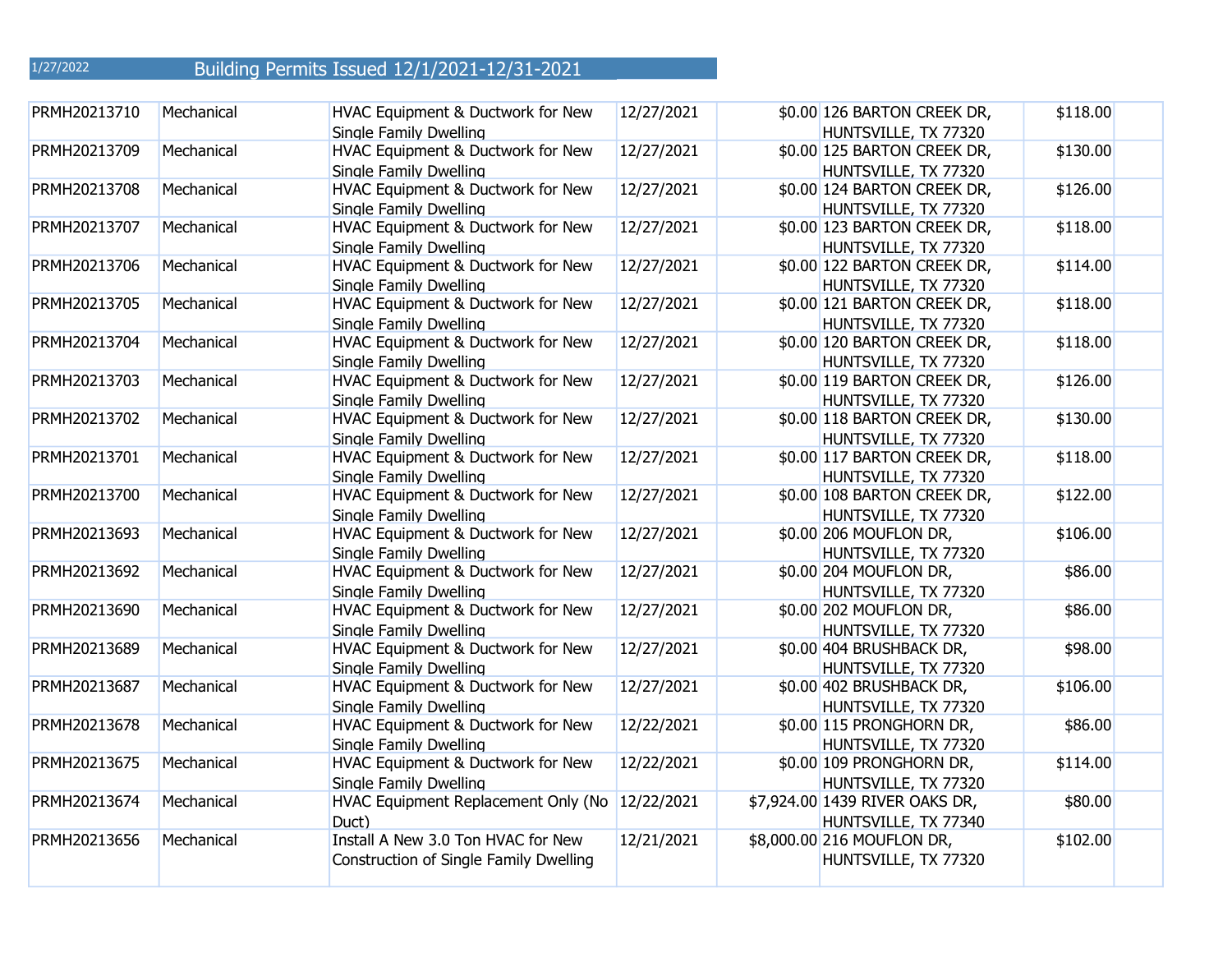1/27/2022

# Building Permits Issued 12/1/2021-12/31-2021

| | | | | | | | |
|---|---|---|---|---|---|---|---|
| PRMH20213710 | Mechanical | HVAC Equipment & Ductwork for New Single Family Dwelling | 12/27/2021 | $0.00 | 126 BARTON CREEK DR, HUNTSVILLE, TX 77320 | $118.00 | |
| PRMH20213709 | Mechanical | HVAC Equipment & Ductwork for New Single Family Dwelling | 12/27/2021 | $0.00 | 125 BARTON CREEK DR, HUNTSVILLE, TX 77320 | $130.00 | |
| PRMH20213708 | Mechanical | HVAC Equipment & Ductwork for New Single Family Dwelling | 12/27/2021 | $0.00 | 124 BARTON CREEK DR, HUNTSVILLE, TX 77320 | $126.00 | |
| PRMH20213707 | Mechanical | HVAC Equipment & Ductwork for New Single Family Dwelling | 12/27/2021 | $0.00 | 123 BARTON CREEK DR, HUNTSVILLE, TX 77320 | $118.00 | |
| PRMH20213706 | Mechanical | HVAC Equipment & Ductwork for New Single Family Dwelling | 12/27/2021 | $0.00 | 122 BARTON CREEK DR, HUNTSVILLE, TX 77320 | $114.00 | |
| PRMH20213705 | Mechanical | HVAC Equipment & Ductwork for New Single Family Dwelling | 12/27/2021 | $0.00 | 121 BARTON CREEK DR, HUNTSVILLE, TX 77320 | $118.00 | |
| PRMH20213704 | Mechanical | HVAC Equipment & Ductwork for New Single Family Dwelling | 12/27/2021 | $0.00 | 120 BARTON CREEK DR, HUNTSVILLE, TX 77320 | $118.00 | |
| PRMH20213703 | Mechanical | HVAC Equipment & Ductwork for New Single Family Dwelling | 12/27/2021 | $0.00 | 119 BARTON CREEK DR, HUNTSVILLE, TX 77320 | $126.00 | |
| PRMH20213702 | Mechanical | HVAC Equipment & Ductwork for New Single Family Dwelling | 12/27/2021 | $0.00 | 118 BARTON CREEK DR, HUNTSVILLE, TX 77320 | $130.00 | |
| PRMH20213701 | Mechanical | HVAC Equipment & Ductwork for New Single Family Dwelling | 12/27/2021 | $0.00 | 117 BARTON CREEK DR, HUNTSVILLE, TX 77320 | $118.00 | |
| PRMH20213700 | Mechanical | HVAC Equipment & Ductwork for New Single Family Dwelling | 12/27/2021 | $0.00 | 108 BARTON CREEK DR, HUNTSVILLE, TX 77320 | $122.00 | |
| PRMH20213693 | Mechanical | HVAC Equipment & Ductwork for New Single Family Dwelling | 12/27/2021 | $0.00 | 206 MOUFLON DR, HUNTSVILLE, TX 77320 | $106.00 | |
| PRMH20213692 | Mechanical | HVAC Equipment & Ductwork for New Single Family Dwelling | 12/27/2021 | $0.00 | 204 MOUFLON DR, HUNTSVILLE, TX 77320 | $86.00 | |
| PRMH20213690 | Mechanical | HVAC Equipment & Ductwork for New Single Family Dwelling | 12/27/2021 | $0.00 | 202 MOUFLON DR, HUNTSVILLE, TX 77320 | $86.00 | |
| PRMH20213689 | Mechanical | HVAC Equipment & Ductwork for New Single Family Dwelling | 12/27/2021 | $0.00 | 404 BRUSHBACK DR, HUNTSVILLE, TX 77320 | $98.00 | |
| PRMH20213687 | Mechanical | HVAC Equipment & Ductwork for New Single Family Dwelling | 12/27/2021 | $0.00 | 402 BRUSHBACK DR, HUNTSVILLE, TX 77320 | $106.00 | |
| PRMH20213678 | Mechanical | HVAC Equipment & Ductwork for New Single Family Dwelling | 12/22/2021 | $0.00 | 115 PRONGHORN DR, HUNTSVILLE, TX 77320 | $86.00 | |
| PRMH20213675 | Mechanical | HVAC Equipment & Ductwork for New Single Family Dwelling | 12/22/2021 | $0.00 | 109 PRONGHORN DR, HUNTSVILLE, TX 77320 | $114.00 | |
| PRMH20213674 | Mechanical | HVAC Equipment Replacement Only (No Duct) | 12/22/2021 | $7,924.00 | 1439 RIVER OAKS DR, HUNTSVILLE, TX 77340 | $80.00 | |
| PRMH20213656 | Mechanical | Install A New 3.0 Ton HVAC for New Construction of Single Family Dwelling | 12/21/2021 | $8,000.00 | 216 MOUFLON DR, HUNTSVILLE, TX 77320 | $102.00 | |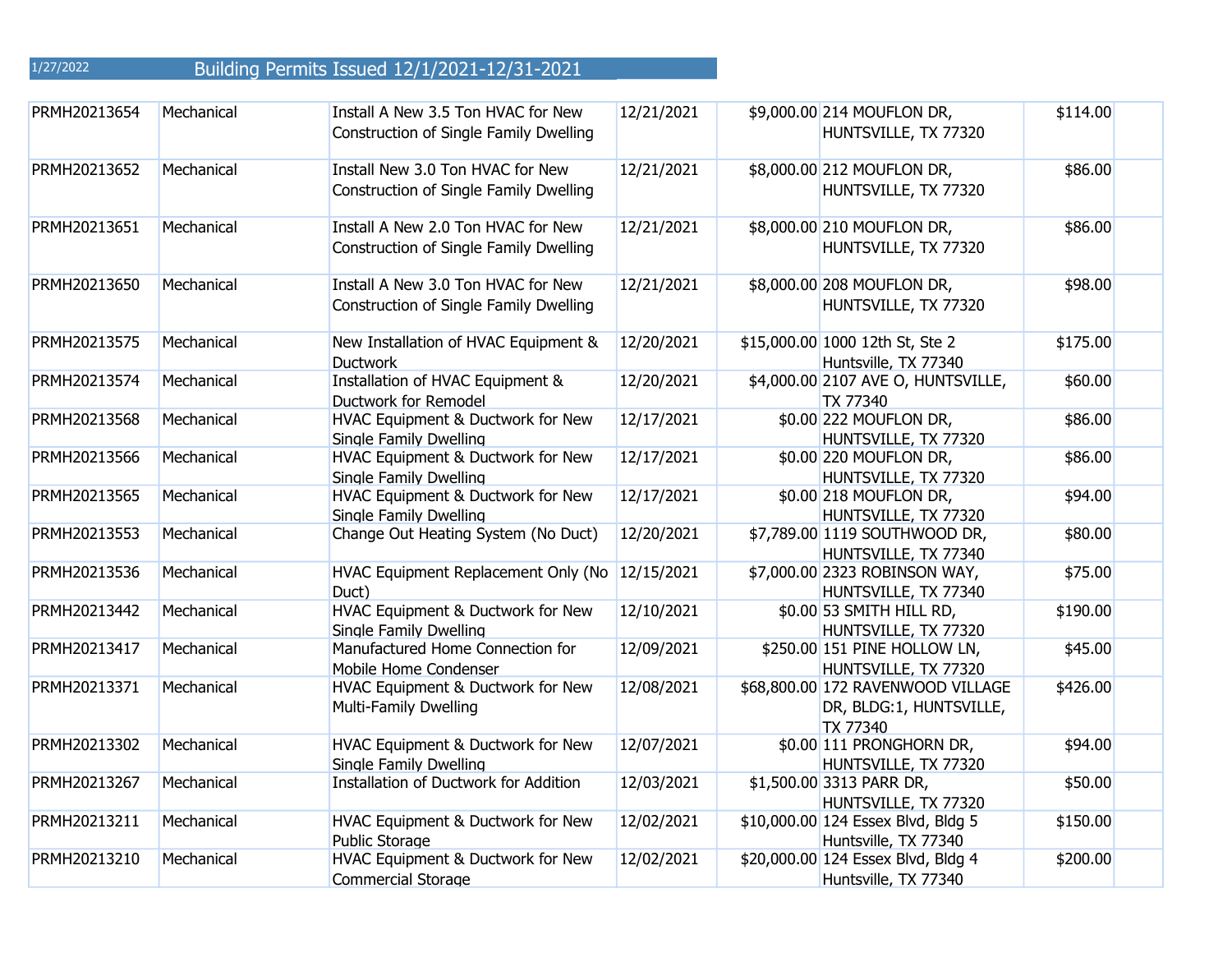1/27/2022 Building Permits Issued 12/1/2021-12/31-2021

| | | | | | | | |
|---|---|---|---|---|---|---|---|
| PRMH20213654 | Mechanical | Install A New 3.5 Ton HVAC for New Construction of Single Family Dwelling | 12/21/2021 | $9,000.00 | 214 MOUFLON DR, HUNTSVILLE, TX 77320 | $114.00 | |
| PRMH20213652 | Mechanical | Install New 3.0 Ton HVAC for New Construction of Single Family Dwelling | 12/21/2021 | $8,000.00 | 212 MOUFLON DR, HUNTSVILLE, TX 77320 | $86.00 | |
| PRMH20213651 | Mechanical | Install A New 2.0 Ton HVAC for New Construction of Single Family Dwelling | 12/21/2021 | $8,000.00 | 210 MOUFLON DR, HUNTSVILLE, TX 77320 | $86.00 | |
| PRMH20213650 | Mechanical | Install A New 3.0 Ton HVAC for New Construction of Single Family Dwelling | 12/21/2021 | $8,000.00 | 208 MOUFLON DR, HUNTSVILLE, TX 77320 | $98.00 | |
| PRMH20213575 | Mechanical | New Installation of HVAC Equipment & Ductwork | 12/20/2021 | $15,000.00 | 1000 12th St, Ste 2 Huntsville, TX 77340 | $175.00 | |
| PRMH20213574 | Mechanical | Installation of HVAC Equipment & Ductwork for Remodel | 12/20/2021 | $4,000.00 | 2107 AVE O, HUNTSVILLE, TX 77340 | $60.00 | |
| PRMH20213568 | Mechanical | HVAC Equipment & Ductwork for New Single Family Dwelling | 12/17/2021 | $0.00 | 222 MOUFLON DR, HUNTSVILLE, TX 77320 | $86.00 | |
| PRMH20213566 | Mechanical | HVAC Equipment & Ductwork for New Single Family Dwelling | 12/17/2021 | $0.00 | 220 MOUFLON DR, HUNTSVILLE, TX 77320 | $86.00 | |
| PRMH20213565 | Mechanical | HVAC Equipment & Ductwork for New Single Family Dwelling | 12/17/2021 | $0.00 | 218 MOUFLON DR, HUNTSVILLE, TX 77320 | $94.00 | |
| PRMH20213553 | Mechanical | Change Out Heating System (No Duct) | 12/20/2021 | $7,789.00 | 1119 SOUTHWOOD DR, HUNTSVILLE, TX 77340 | $80.00 | |
| PRMH20213536 | Mechanical | HVAC Equipment Replacement Only (No Duct) | 12/15/2021 | $7,000.00 | 2323 ROBINSON WAY, HUNTSVILLE, TX 77340 | $75.00 | |
| PRMH20213442 | Mechanical | HVAC Equipment & Ductwork for New Single Family Dwelling | 12/10/2021 | $0.00 | 53 SMITH HILL RD, HUNTSVILLE, TX 77320 | $190.00 | |
| PRMH20213417 | Mechanical | Manufactured Home Connection for Mobile Home Condenser | 12/09/2021 | $250.00 | 151 PINE HOLLOW LN, HUNTSVILLE, TX 77320 | $45.00 | |
| PRMH20213371 | Mechanical | HVAC Equipment & Ductwork for New Multi-Family Dwelling | 12/08/2021 | $68,800.00 | 172 RAVENWOOD VILLAGE DR, BLDG:1, HUNTSVILLE, TX 77340 | $426.00 | |
| PRMH20213302 | Mechanical | HVAC Equipment & Ductwork for New Single Family Dwelling | 12/07/2021 | $0.00 | 111 PRONGHORN DR, HUNTSVILLE, TX 77320 | $94.00 | |
| PRMH20213267 | Mechanical | Installation of Ductwork for Addition | 12/03/2021 | $1,500.00 | 3313 PARR DR, HUNTSVILLE, TX 77320 | $50.00 | |
| PRMH20213211 | Mechanical | HVAC Equipment & Ductwork for New Public Storage | 12/02/2021 | $10,000.00 | 124 Essex Blvd, Bldg 5 Huntsville, TX 77340 | $150.00 | |
| PRMH20213210 | Mechanical | HVAC Equipment & Ductwork for New Commercial Storage | 12/02/2021 | $20,000.00 | 124 Essex Blvd, Bldg 4 Huntsville, TX 77340 | $200.00 | |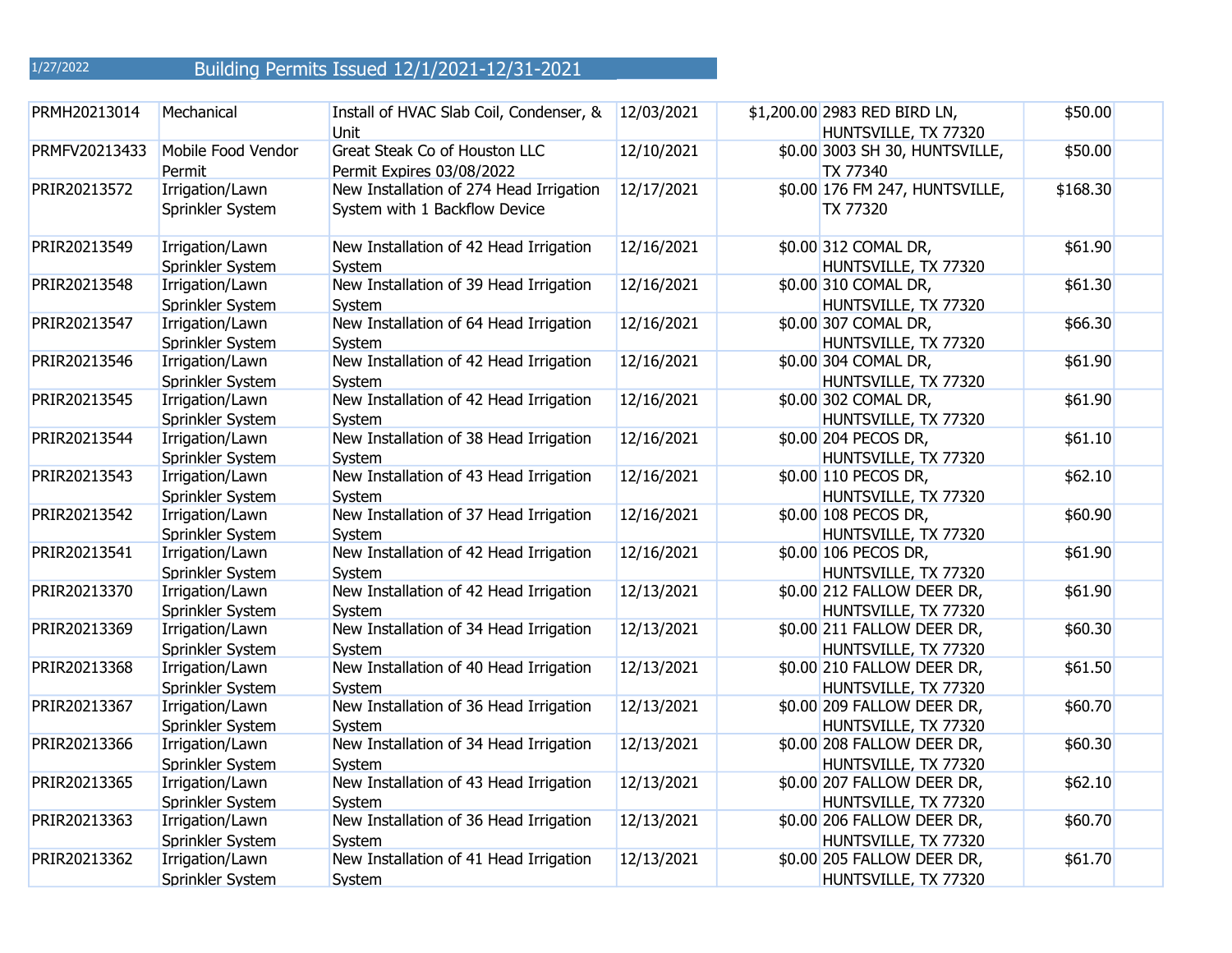1/27/2022

# Building Permits Issued 12/1/2021-12/31-2021

| | | | | | | | |
|---|---|---|---|---|---|---|---|
| PRMH20213014 | Mechanical | Install of HVAC Slab Coil, Condenser, & Unit | 12/03/2021 | $1,200.00 | 2983 RED BIRD LN, HUNTSVILLE, TX 77320 | $50.00 | |
| PRMFV20213433 | Mobile Food Vendor Permit | Great Steak Co of Houston LLC Permit Expires 03/08/2022 | 12/10/2021 | $0.00 | 3003 SH 30, HUNTSVILLE, TX 77340 | $50.00 | |
| PRIR20213572 | Irrigation/Lawn Sprinkler System | New Installation of 274 Head Irrigation System with 1 Backflow Device | 12/17/2021 | $0.00 | 176 FM 247, HUNTSVILLE, TX 77320 | $168.30 | |
| PRIR20213549 | Irrigation/Lawn Sprinkler System | New Installation of 42 Head Irrigation System | 12/16/2021 | $0.00 | 312 COMAL DR, HUNTSVILLE, TX 77320 | $61.90 | |
| PRIR20213548 | Irrigation/Lawn Sprinkler System | New Installation of 39 Head Irrigation System | 12/16/2021 | $0.00 | 310 COMAL DR, HUNTSVILLE, TX 77320 | $61.30 | |
| PRIR20213547 | Irrigation/Lawn Sprinkler System | New Installation of 64 Head Irrigation System | 12/16/2021 | $0.00 | 307 COMAL DR, HUNTSVILLE, TX 77320 | $66.30 | |
| PRIR20213546 | Irrigation/Lawn Sprinkler System | New Installation of 42 Head Irrigation System | 12/16/2021 | $0.00 | 304 COMAL DR, HUNTSVILLE, TX 77320 | $61.90 | |
| PRIR20213545 | Irrigation/Lawn Sprinkler System | New Installation of 42 Head Irrigation System | 12/16/2021 | $0.00 | 302 COMAL DR, HUNTSVILLE, TX 77320 | $61.90 | |
| PRIR20213544 | Irrigation/Lawn Sprinkler System | New Installation of 38 Head Irrigation System | 12/16/2021 | $0.00 | 204 PECOS DR, HUNTSVILLE, TX 77320 | $61.10 | |
| PRIR20213543 | Irrigation/Lawn Sprinkler System | New Installation of 43 Head Irrigation System | 12/16/2021 | $0.00 | 110 PECOS DR, HUNTSVILLE, TX 77320 | $62.10 | |
| PRIR20213542 | Irrigation/Lawn Sprinkler System | New Installation of 37 Head Irrigation System | 12/16/2021 | $0.00 | 108 PECOS DR, HUNTSVILLE, TX 77320 | $60.90 | |
| PRIR20213541 | Irrigation/Lawn Sprinkler System | New Installation of 42 Head Irrigation System | 12/16/2021 | $0.00 | 106 PECOS DR, HUNTSVILLE, TX 77320 | $61.90 | |
| PRIR20213370 | Irrigation/Lawn Sprinkler System | New Installation of 42 Head Irrigation System | 12/13/2021 | $0.00 | 212 FALLOW DEER DR, HUNTSVILLE, TX 77320 | $61.90 | |
| PRIR20213369 | Irrigation/Lawn Sprinkler System | New Installation of 34 Head Irrigation System | 12/13/2021 | $0.00 | 211 FALLOW DEER DR, HUNTSVILLE, TX 77320 | $60.30 | |
| PRIR20213368 | Irrigation/Lawn Sprinkler System | New Installation of 40 Head Irrigation System | 12/13/2021 | $0.00 | 210 FALLOW DEER DR, HUNTSVILLE, TX 77320 | $61.50 | |
| PRIR20213367 | Irrigation/Lawn Sprinkler System | New Installation of 36 Head Irrigation System | 12/13/2021 | $0.00 | 209 FALLOW DEER DR, HUNTSVILLE, TX 77320 | $60.70 | |
| PRIR20213366 | Irrigation/Lawn Sprinkler System | New Installation of 34 Head Irrigation System | 12/13/2021 | $0.00 | 208 FALLOW DEER DR, HUNTSVILLE, TX 77320 | $60.30 | |
| PRIR20213365 | Irrigation/Lawn Sprinkler System | New Installation of 43 Head Irrigation System | 12/13/2021 | $0.00 | 207 FALLOW DEER DR, HUNTSVILLE, TX 77320 | $62.10 | |
| PRIR20213363 | Irrigation/Lawn Sprinkler System | New Installation of 36 Head Irrigation System | 12/13/2021 | $0.00 | 206 FALLOW DEER DR, HUNTSVILLE, TX 77320 | $60.70 | |
| PRIR20213362 | Irrigation/Lawn Sprinkler System | New Installation of 41 Head Irrigation System | 12/13/2021 | $0.00 | 205 FALLOW DEER DR, HUNTSVILLE, TX 77320 | $61.70 | |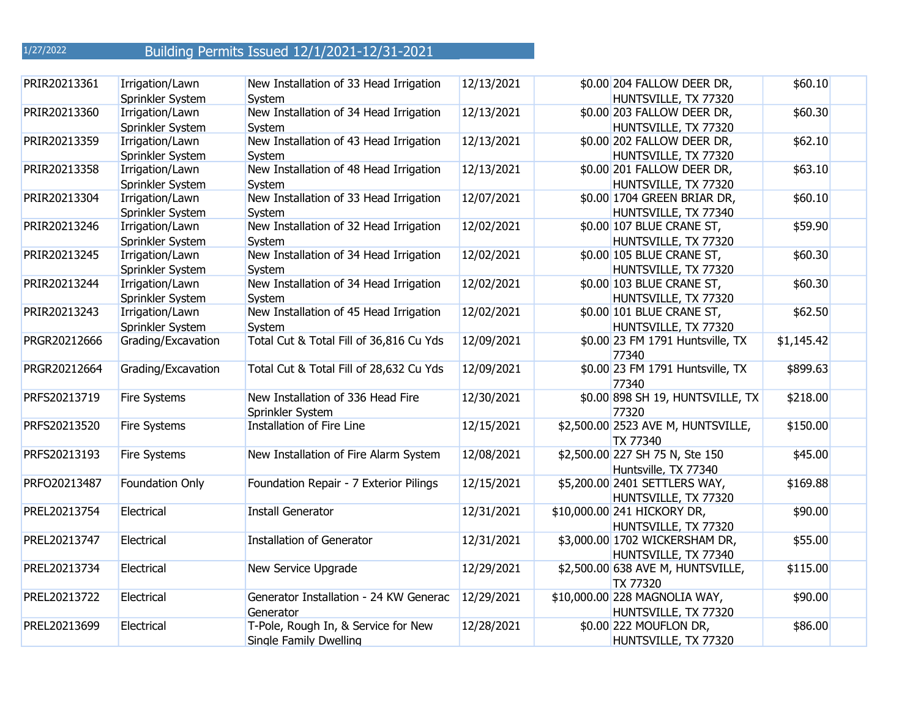1/27/2022

# Building Permits Issued 12/1/2021-12/31-2021

| | | | | | | | |
|---|---|---|---|---|---|---|---|
| PRIR20213361 | Irrigation/Lawn Sprinkler System | New Installation of 33 Head Irrigation System | 12/13/2021 | $0.00 | 204 FALLOW DEER DR, HUNTSVILLE, TX 77320 | $60.10 | |
| PRIR20213360 | Irrigation/Lawn Sprinkler System | New Installation of 34 Head Irrigation System | 12/13/2021 | $0.00 | 203 FALLOW DEER DR, HUNTSVILLE, TX 77320 | $60.30 | |
| PRIR20213359 | Irrigation/Lawn Sprinkler System | New Installation of 43 Head Irrigation System | 12/13/2021 | $0.00 | 202 FALLOW DEER DR, HUNTSVILLE, TX 77320 | $62.10 | |
| PRIR20213358 | Irrigation/Lawn Sprinkler System | New Installation of 48 Head Irrigation System | 12/13/2021 | $0.00 | 201 FALLOW DEER DR, HUNTSVILLE, TX 77320 | $63.10 | |
| PRIR20213304 | Irrigation/Lawn Sprinkler System | New Installation of 33 Head Irrigation System | 12/07/2021 | $0.00 | 1704 GREEN BRIAR DR, HUNTSVILLE, TX 77340 | $60.10 | |
| PRIR20213246 | Irrigation/Lawn Sprinkler System | New Installation of 32 Head Irrigation System | 12/02/2021 | $0.00 | 107 BLUE CRANE ST, HUNTSVILLE, TX 77320 | $59.90 | |
| PRIR20213245 | Irrigation/Lawn Sprinkler System | New Installation of 34 Head Irrigation System | 12/02/2021 | $0.00 | 105 BLUE CRANE ST, HUNTSVILLE, TX 77320 | $60.30 | |
| PRIR20213244 | Irrigation/Lawn Sprinkler System | New Installation of 34 Head Irrigation System | 12/02/2021 | $0.00 | 103 BLUE CRANE ST, HUNTSVILLE, TX 77320 | $60.30 | |
| PRIR20213243 | Irrigation/Lawn Sprinkler System | New Installation of 45 Head Irrigation System | 12/02/2021 | $0.00 | 101 BLUE CRANE ST, HUNTSVILLE, TX 77320 | $62.50 | |
| PRGR20212666 | Grading/Excavation | Total Cut & Total Fill of 36,816 Cu Yds | 12/09/2021 | $0.00 | 23 FM 1791 Huntsville, TX 77340 | $1,145.42 | |
| PRGR20212664 | Grading/Excavation | Total Cut & Total Fill of 28,632 Cu Yds | 12/09/2021 | $0.00 | 23 FM 1791 Huntsville, TX 77340 | $899.63 | |
| PRFS20213719 | Fire Systems | New Installation of 336 Head Fire Sprinkler System | 12/30/2021 | $0.00 | 898 SH 19, HUNTSVILLE, TX 77320 | $218.00 | |
| PRFS20213520 | Fire Systems | Installation of Fire Line | 12/15/2021 | $2,500.00 | 2523 AVE M, HUNTSVILLE, TX 77340 | $150.00 | |
| PRFS20213193 | Fire Systems | New Installation of Fire Alarm System | 12/08/2021 | $2,500.00 | 227 SH 75 N, Ste 150 Huntsville, TX 77340 | $45.00 | |
| PRFO20213487 | Foundation Only | Foundation Repair - 7 Exterior Pilings | 12/15/2021 | $5,200.00 | 2401 SETTLERS WAY, HUNTSVILLE, TX 77320 | $169.88 | |
| PREL20213754 | Electrical | Install Generator | 12/31/2021 | $10,000.00 | 241 HICKORY DR, HUNTSVILLE, TX 77320 | $90.00 | |
| PREL20213747 | Electrical | Installation of Generator | 12/31/2021 | $3,000.00 | 1702 WICKERSHAM DR, HUNTSVILLE, TX 77340 | $55.00 | |
| PREL20213734 | Electrical | New Service Upgrade | 12/29/2021 | $2,500.00 | 638 AVE M, HUNTSVILLE, TX 77320 | $115.00 | |
| PREL20213722 | Electrical | Generator Installation - 24 KW Generac Generator | 12/29/2021 | $10,000.00 | 228 MAGNOLIA WAY, HUNTSVILLE, TX 77320 | $90.00 | |
| PREL20213699 | Electrical | T-Pole, Rough In, & Service for New Single Family Dwelling | 12/28/2021 | $0.00 | 222 MOUFLON DR, HUNTSVILLE, TX 77320 | $86.00 | |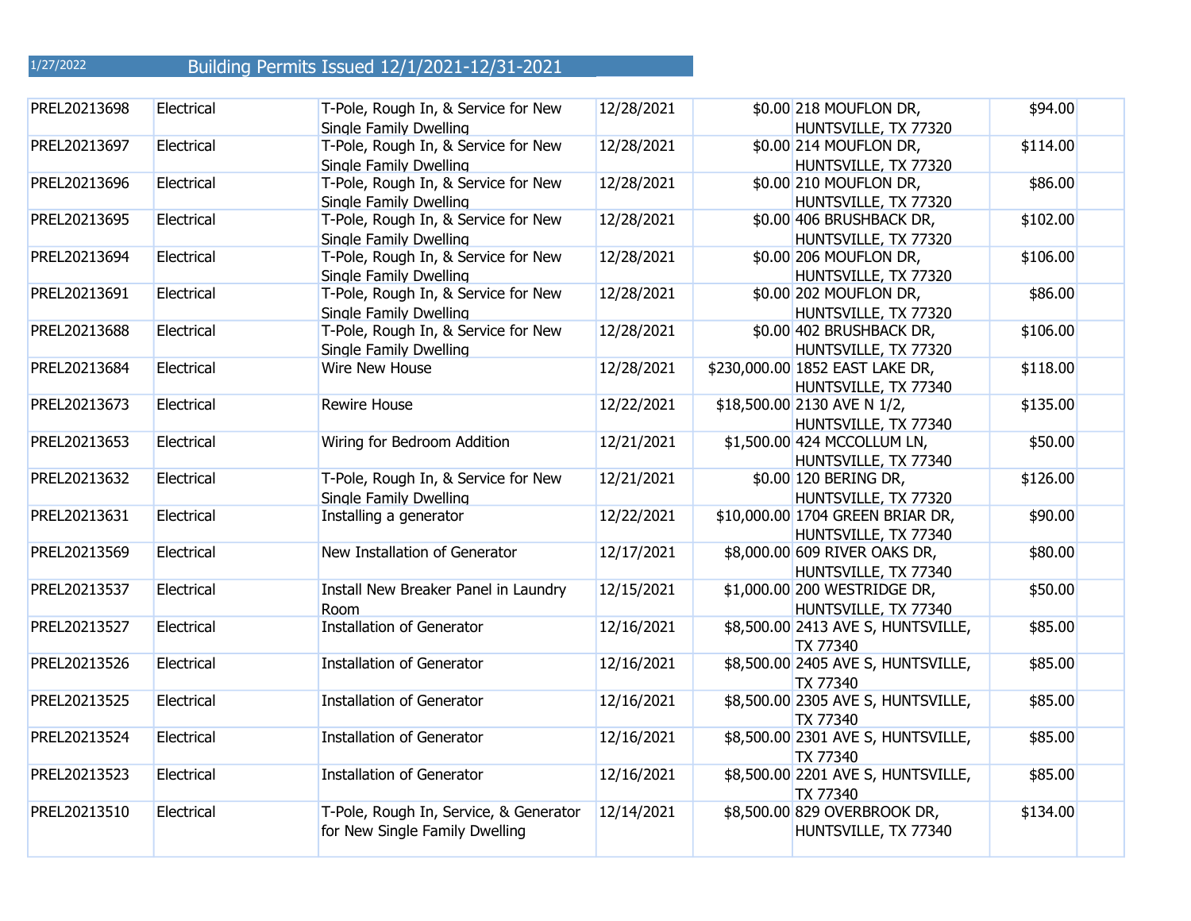1/27/2022

# Building Permits Issued 12/1/2021-12/31-2021

| | | | | | | | |
|---|---|---|---|---|---|---|---|
| PREL20213698 | Electrical | T-Pole, Rough In, & Service for New Single Family Dwelling | 12/28/2021 | $0.00 | 218 MOUFLON DR, HUNTSVILLE, TX 77320 | $94.00 | |
| PREL20213697 | Electrical | T-Pole, Rough In, & Service for New Single Family Dwelling | 12/28/2021 | $0.00 | 214 MOUFLON DR, HUNTSVILLE, TX 77320 | $114.00 | |
| PREL20213696 | Electrical | T-Pole, Rough In, & Service for New Single Family Dwelling | 12/28/2021 | $0.00 | 210 MOUFLON DR, HUNTSVILLE, TX 77320 | $86.00 | |
| PREL20213695 | Electrical | T-Pole, Rough In, & Service for New Single Family Dwelling | 12/28/2021 | $0.00 | 406 BRUSHBACK DR, HUNTSVILLE, TX 77320 | $102.00 | |
| PREL20213694 | Electrical | T-Pole, Rough In, & Service for New Single Family Dwelling | 12/28/2021 | $0.00 | 206 MOUFLON DR, HUNTSVILLE, TX 77320 | $106.00 | |
| PREL20213691 | Electrical | T-Pole, Rough In, & Service for New Single Family Dwelling | 12/28/2021 | $0.00 | 202 MOUFLON DR, HUNTSVILLE, TX 77320 | $86.00 | |
| PREL20213688 | Electrical | T-Pole, Rough In, & Service for New Single Family Dwelling | 12/28/2021 | $0.00 | 402 BRUSHBACK DR, HUNTSVILLE, TX 77320 | $106.00 | |
| PREL20213684 | Electrical | Wire New House | 12/28/2021 | $230,000.00 | 1852 EAST LAKE DR, HUNTSVILLE, TX 77340 | $118.00 | |
| PREL20213673 | Electrical | Rewire House | 12/22/2021 | $18,500.00 | 2130 AVE N 1/2, HUNTSVILLE, TX 77340 | $135.00 | |
| PREL20213653 | Electrical | Wiring for Bedroom Addition | 12/21/2021 | $1,500.00 | 424 MCCOLLUM LN, HUNTSVILLE, TX 77340 | $50.00 | |
| PREL20213632 | Electrical | T-Pole, Rough In, & Service for New Single Family Dwelling | 12/21/2021 | $0.00 | 120 BERING DR, HUNTSVILLE, TX 77320 | $126.00 | |
| PREL20213631 | Electrical | Installing a generator | 12/22/2021 | $10,000.00 | 1704 GREEN BRIAR DR, HUNTSVILLE, TX 77340 | $90.00 | |
| PREL20213569 | Electrical | New Installation of Generator | 12/17/2021 | $8,000.00 | 609 RIVER OAKS DR, HUNTSVILLE, TX 77340 | $80.00 | |
| PREL20213537 | Electrical | Install New Breaker Panel in Laundry Room | 12/15/2021 | $1,000.00 | 200 WESTRIDGE DR, HUNTSVILLE, TX 77340 | $50.00 | |
| PREL20213527 | Electrical | Installation of Generator | 12/16/2021 | $8,500.00 | 2413 AVE S, HUNTSVILLE, TX 77340 | $85.00 | |
| PREL20213526 | Electrical | Installation of Generator | 12/16/2021 | $8,500.00 | 2405 AVE S, HUNTSVILLE, TX 77340 | $85.00 | |
| PREL20213525 | Electrical | Installation of Generator | 12/16/2021 | $8,500.00 | 2305 AVE S, HUNTSVILLE, TX 77340 | $85.00 | |
| PREL20213524 | Electrical | Installation of Generator | 12/16/2021 | $8,500.00 | 2301 AVE S, HUNTSVILLE, TX 77340 | $85.00 | |
| PREL20213523 | Electrical | Installation of Generator | 12/16/2021 | $8,500.00 | 2201 AVE S, HUNTSVILLE, TX 77340 | $85.00 | |
| PREL20213510 | Electrical | T-Pole, Rough In, Service, & Generator for New Single Family Dwelling | 12/14/2021 | $8,500.00 | 829 OVERBROOK DR, HUNTSVILLE, TX 77340 | $134.00 | |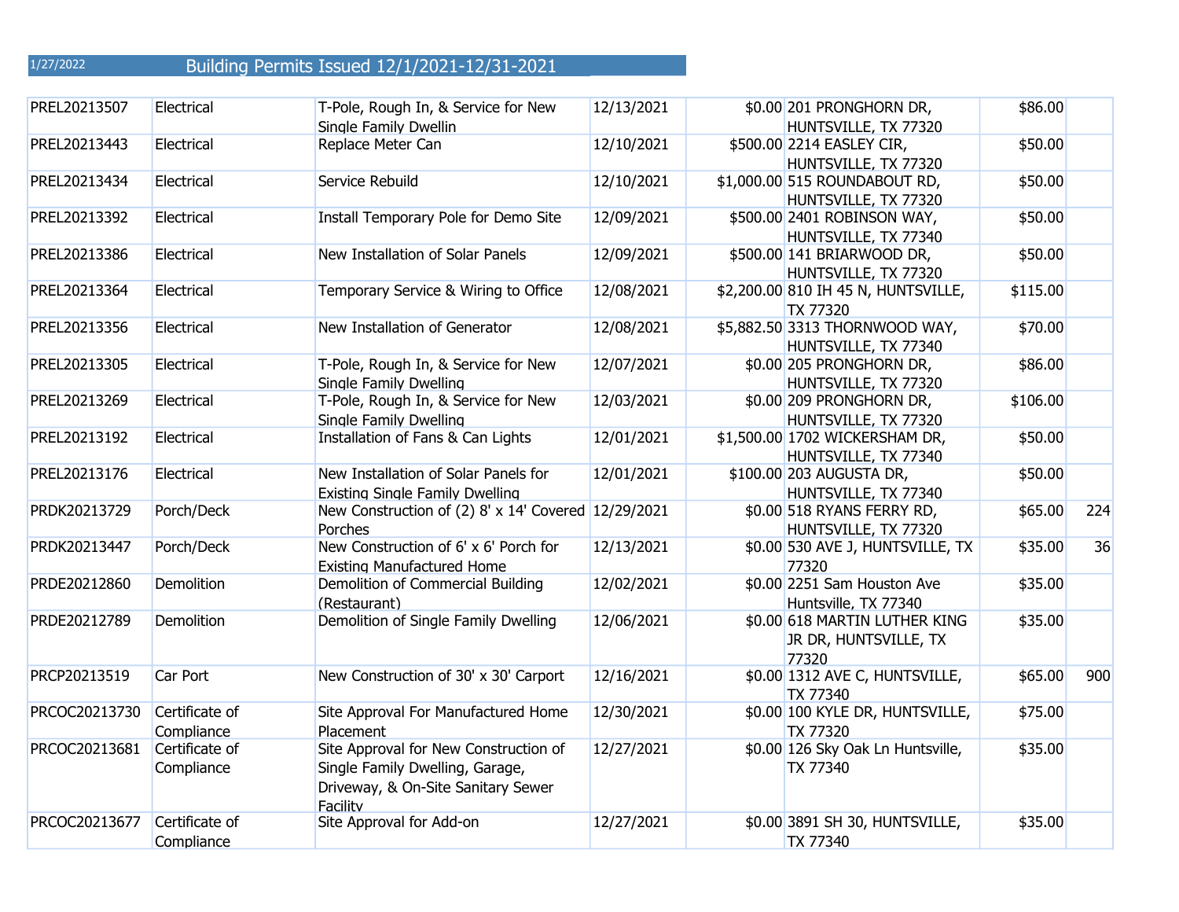1/27/2022 Building Permits Issued 12/1/2021-12/31-2021

| | | | | | | | |
|---|---|---|---|---|---|---|---|
| PREL20213507 | Electrical | T-Pole, Rough In, & Service for New Single Family Dwellin | 12/13/2021 | $0.00 | 201 PRONGHORN DR, HUNTSVILLE, TX 77320 | $86.00 | |
| PREL20213443 | Electrical | Replace Meter Can | 12/10/2021 | $500.00 | 2214 EASLEY CIR, HUNTSVILLE, TX 77320 | $50.00 | |
| PREL20213434 | Electrical | Service Rebuild | 12/10/2021 | $1,000.00 | 515 ROUNDABOUT RD, HUNTSVILLE, TX 77320 | $50.00 | |
| PREL20213392 | Electrical | Install Temporary Pole for Demo Site | 12/09/2021 | $500.00 | 2401 ROBINSON WAY, HUNTSVILLE, TX 77340 | $50.00 | |
| PREL20213386 | Electrical | New Installation of Solar Panels | 12/09/2021 | $500.00 | 141 BRIARWOOD DR, HUNTSVILLE, TX 77320 | $50.00 | |
| PREL20213364 | Electrical | Temporary Service & Wiring to Office | 12/08/2021 | $2,200.00 | 810 IH 45 N, HUNTSVILLE, TX 77320 | $115.00 | |
| PREL20213356 | Electrical | New Installation of Generator | 12/08/2021 | $5,882.50 | 3313 THORNWOOD WAY, HUNTSVILLE, TX 77340 | $70.00 | |
| PREL20213305 | Electrical | T-Pole, Rough In, & Service for New Single Family Dwelling | 12/07/2021 | $0.00 | 205 PRONGHORN DR, HUNTSVILLE, TX 77320 | $86.00 | |
| PREL20213269 | Electrical | T-Pole, Rough In, & Service for New Single Family Dwelling | 12/03/2021 | $0.00 | 209 PRONGHORN DR, HUNTSVILLE, TX 77320 | $106.00 | |
| PREL20213192 | Electrical | Installation of Fans & Can Lights | 12/01/2021 | $1,500.00 | 1702 WICKERSHAM DR, HUNTSVILLE, TX 77340 | $50.00 | |
| PREL20213176 | Electrical | New Installation of Solar Panels for Existing Single Family Dwelling | 12/01/2021 | $100.00 | 203 AUGUSTA DR, HUNTSVILLE, TX 77340 | $50.00 | |
| PRDK20213729 | Porch/Deck | New Construction of (2) 8' x 14' Covered Porches | 12/29/2021 | $0.00 | 518 RYANS FERRY RD, HUNTSVILLE, TX 77320 | $65.00 | 224 |
| PRDK20213447 | Porch/Deck | New Construction of 6' x 6' Porch for Existing Manufactured Home | 12/13/2021 | $0.00 | 530 AVE J, HUNTSVILLE, TX 77320 | $35.00 | 36 |
| PRDE20212860 | Demolition | Demolition of Commercial Building (Restaurant) | 12/02/2021 | $0.00 | 2251 Sam Houston Ave Huntsville, TX 77340 | $35.00 | |
| PRDE20212789 | Demolition | Demolition of Single Family Dwelling | 12/06/2021 | $0.00 | 618 MARTIN LUTHER KING JR DR, HUNTSVILLE, TX 77320 | $35.00 | |
| PRCP20213519 | Car Port | New Construction of 30' x 30' Carport | 12/16/2021 | $0.00 | 1312 AVE C, HUNTSVILLE, TX 77340 | $65.00 | 900 |
| PRCOC20213730 | Certificate of Compliance | Site Approval For Manufactured Home Placement | 12/30/2021 | $0.00 | 100 KYLE DR, HUNTSVILLE, TX 77320 | $75.00 | |
| PRCOC20213681 | Certificate of Compliance | Site Approval for New Construction of Single Family Dwelling, Garage, Driveway, & On-Site Sanitary Sewer Facility | 12/27/2021 | $0.00 | 126 Sky Oak Ln Huntsville, TX 77340 | $35.00 | |
| PRCOC20213677 | Certificate of Compliance | Site Approval for Add-on | 12/27/2021 | $0.00 | 3891 SH 30, HUNTSVILLE, TX 77340 | $35.00 | |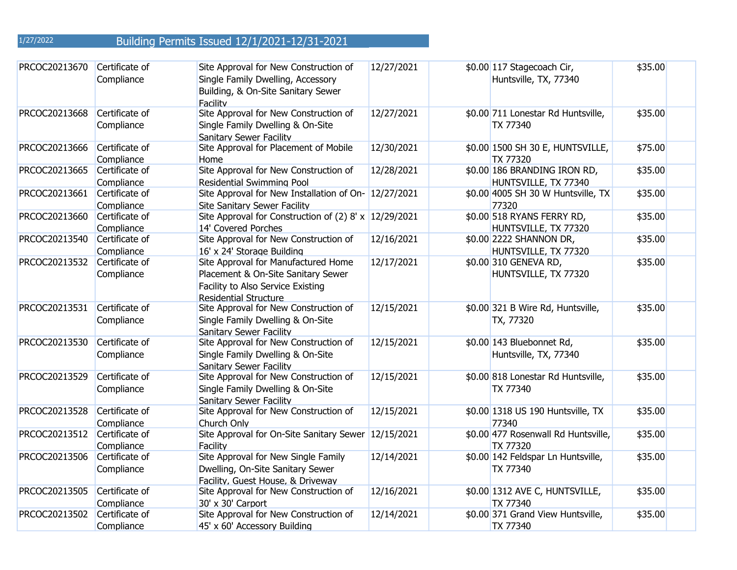1/27/2022 Building Permits Issued 12/1/2021-12/31-2021

| | | | | | | | |
|---|---|---|---|---|---|---|---|
| PRCOC20213670 | Certificate of Compliance | Site Approval for New Construction of Single Family Dwelling, Accessory Building, & On-Site Sanitary Sewer Facility | 12/27/2021 | $0.00 | 117 Stagecoach Cir, Huntsville, TX, 77340 | $35.00 | |
| PRCOC20213668 | Certificate of Compliance | Site Approval for New Construction of Single Family Dwelling & On-Site Sanitary Sewer Facility | 12/27/2021 | $0.00 | 711 Lonestar Rd Huntsville, TX 77340 | $35.00 | |
| PRCOC20213666 | Certificate of Compliance | Site Approval for Placement of Mobile Home | 12/30/2021 | $0.00 | 1500 SH 30 E, HUNTSVILLE, TX 77320 | $75.00 | |
| PRCOC20213665 | Certificate of Compliance | Site Approval for New Construction of Residential Swimming Pool | 12/28/2021 | $0.00 | 186 BRANDING IRON RD, HUNTSVILLE, TX 77340 | $35.00 | |
| PRCOC20213661 | Certificate of Compliance | Site Approval for New Installation of On-Site Sanitary Sewer Facility | 12/27/2021 | $0.00 | 4005 SH 30 W Huntsville, TX 77320 | $35.00 | |
| PRCOC20213660 | Certificate of Compliance | Site Approval for Construction of (2) 8' x 14' Covered Porches | 12/29/2021 | $0.00 | 518 RYANS FERRY RD, HUNTSVILLE, TX 77320 | $35.00 | |
| PRCOC20213540 | Certificate of Compliance | Site Approval for New Construction of 16' x 24' Storage Building | 12/16/2021 | $0.00 | 2222 SHANNON DR, HUNTSVILLE, TX 77320 | $35.00 | |
| PRCOC20213532 | Certificate of Compliance | Site Approval for Manufactured Home Placement & On-Site Sanitary Sewer Facility to Also Service Existing Residential Structure | 12/17/2021 | $0.00 | 310 GENEVA RD, HUNTSVILLE, TX 77320 | $35.00 | |
| PRCOC20213531 | Certificate of Compliance | Site Approval for New Construction of Single Family Dwelling & On-Site Sanitary Sewer Facility | 12/15/2021 | $0.00 | 321 B Wire Rd, Huntsville, TX, 77320 | $35.00 | |
| PRCOC20213530 | Certificate of Compliance | Site Approval for New Construction of Single Family Dwelling & On-Site Sanitary Sewer Facility | 12/15/2021 | $0.00 | 143 Bluebonnet Rd, Huntsville, TX, 77340 | $35.00 | |
| PRCOC20213529 | Certificate of Compliance | Site Approval for New Construction of Single Family Dwelling & On-Site Sanitary Sewer Facility | 12/15/2021 | $0.00 | 818 Lonestar Rd Huntsville, TX 77340 | $35.00 | |
| PRCOC20213528 | Certificate of Compliance | Site Approval for New Construction of Church Only | 12/15/2021 | $0.00 | 1318 US 190 Huntsville, TX 77340 | $35.00 | |
| PRCOC20213512 | Certificate of Compliance | Site Approval for On-Site Sanitary Sewer Facility | 12/15/2021 | $0.00 | 477 Rosenwall Rd Huntsville, TX 77320 | $35.00 | |
| PRCOC20213506 | Certificate of Compliance | Site Approval for New Single Family Dwelling, On-Site Sanitary Sewer Facility, Guest House, & Driveway | 12/14/2021 | $0.00 | 142 Feldspar Ln Huntsville, TX 77340 | $35.00 | |
| PRCOC20213505 | Certificate of Compliance | Site Approval for New Construction of 30' x 30' Carport | 12/16/2021 | $0.00 | 1312 AVE C, HUNTSVILLE, TX 77340 | $35.00 | |
| PRCOC20213502 | Certificate of Compliance | Site Approval for New Construction of 45' x 60' Accessory Building | 12/14/2021 | $0.00 | 371 Grand View Huntsville, TX 77340 | $35.00 | |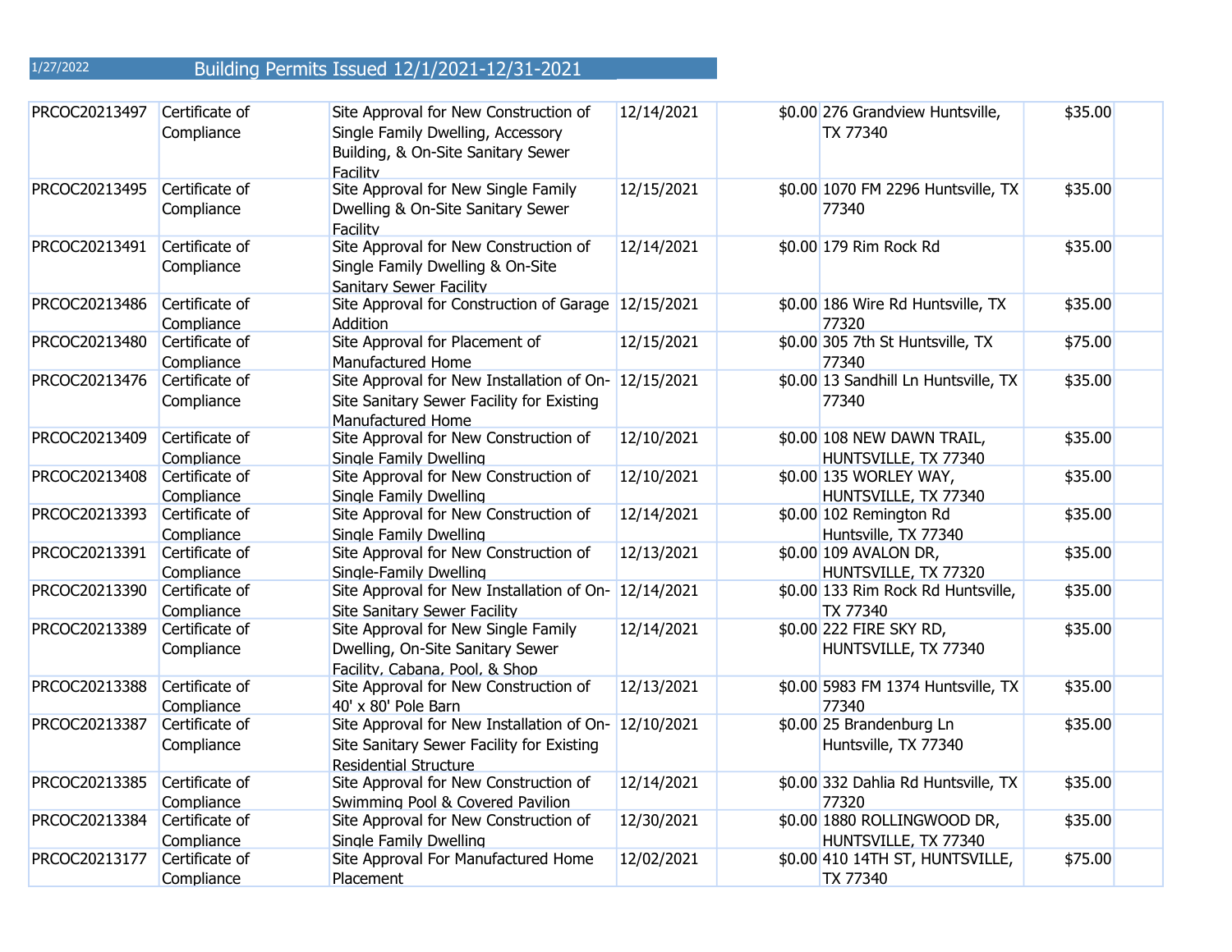1/27/2022 Building Permits Issued 12/1/2021-12/31-2021

| | | | | | | | |
|---|---|---|---|---|---|---|---|
| PRCOC20213497 | Certificate of Compliance | Site Approval for New Construction of Single Family Dwelling, Accessory Building, & On-Site Sanitary Sewer Facility | 12/14/2021 | $0.00 | 276 Grandview Huntsville, TX 77340 | $35.00 | |
| PRCOC20213495 | Certificate of Compliance | Site Approval for New Single Family Dwelling & On-Site Sanitary Sewer Facility | 12/15/2021 | $0.00 | 1070 FM 2296 Huntsville, TX 77340 | $35.00 | |
| PRCOC20213491 | Certificate of Compliance | Site Approval for New Construction of Single Family Dwelling & On-Site Sanitary Sewer Facility | 12/14/2021 | $0.00 | 179 Rim Rock Rd | $35.00 | |
| PRCOC20213486 | Certificate of Compliance | Site Approval for Construction of Garage Addition | 12/15/2021 | $0.00 | 186 Wire Rd Huntsville, TX 77320 | $35.00 | |
| PRCOC20213480 | Certificate of Compliance | Site Approval for Placement of Manufactured Home | 12/15/2021 | $0.00 | 305 7th St Huntsville, TX 77340 | $75.00 | |
| PRCOC20213476 | Certificate of Compliance | Site Approval for New Installation of On-Site Sanitary Sewer Facility for Existing Manufactured Home | 12/15/2021 | $0.00 | 13 Sandhill Ln Huntsville, TX 77340 | $35.00 | |
| PRCOC20213409 | Certificate of Compliance | Site Approval for New Construction of Single Family Dwelling | 12/10/2021 | $0.00 | 108 NEW DAWN TRAIL, HUNTSVILLE, TX 77340 | $35.00 | |
| PRCOC20213408 | Certificate of Compliance | Site Approval for New Construction of Single Family Dwelling | 12/10/2021 | $0.00 | 135 WORLEY WAY, HUNTSVILLE, TX 77340 | $35.00 | |
| PRCOC20213393 | Certificate of Compliance | Site Approval for New Construction of Single Family Dwelling | 12/14/2021 | $0.00 | 102 Remington Rd Huntsville, TX 77340 | $35.00 | |
| PRCOC20213391 | Certificate of Compliance | Site Approval for New Construction of Single-Family Dwelling | 12/13/2021 | $0.00 | 109 AVALON DR, HUNTSVILLE, TX 77320 | $35.00 | |
| PRCOC20213390 | Certificate of Compliance | Site Approval for New Installation of On-Site Sanitary Sewer Facility | 12/14/2021 | $0.00 | 133 Rim Rock Rd Huntsville, TX 77340 | $35.00 | |
| PRCOC20213389 | Certificate of Compliance | Site Approval for New Single Family Dwelling, On-Site Sanitary Sewer Facility, Cabana, Pool, & Shop | 12/14/2021 | $0.00 | 222 FIRE SKY RD, HUNTSVILLE, TX 77340 | $35.00 | |
| PRCOC20213388 | Certificate of Compliance | Site Approval for New Construction of 40' x 80' Pole Barn | 12/13/2021 | $0.00 | 5983 FM 1374 Huntsville, TX 77340 | $35.00 | |
| PRCOC20213387 | Certificate of Compliance | Site Approval for New Installation of On-Site Sanitary Sewer Facility for Existing Residential Structure | 12/10/2021 | $0.00 | 25 Brandenburg Ln Huntsville, TX 77340 | $35.00 | |
| PRCOC20213385 | Certificate of Compliance | Site Approval for New Construction of Swimming Pool & Covered Pavilion | 12/14/2021 | $0.00 | 332 Dahlia Rd Huntsville, TX 77320 | $35.00 | |
| PRCOC20213384 | Certificate of Compliance | Site Approval for New Construction of Single Family Dwelling | 12/30/2021 | $0.00 | 1880 ROLLINGWOOD DR, HUNTSVILLE, TX 77340 | $35.00 | |
| PRCOC20213177 | Certificate of Compliance | Site Approval For Manufactured Home Placement | 12/02/2021 | $0.00 | 410 14TH ST, HUNTSVILLE, TX 77340 | $75.00 | |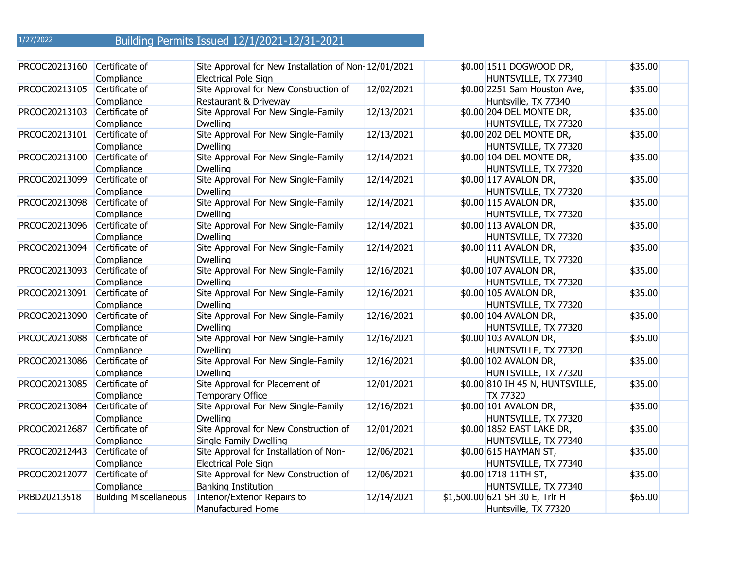1/27/2022 **Building Permits Issued 12/1/2021-12/31-2021**

| | | | | | | | |
|---|---|---|---|---|---|---|---|
| PRCOC20213160 | Certificate of Compliance | Site Approval for New Installation of Non-Electrical Pole Sign | 12/01/2021 | $0.00 | 1511 DOGWOOD DR, HUNTSVILLE, TX 77340 | $35.00 | |
| PRCOC20213105 | Certificate of Compliance | Site Approval for New Construction of Restaurant & Driveway | 12/02/2021 | $0.00 | 2251 Sam Houston Ave, Huntsville, TX 77340 | $35.00 | |
| PRCOC20213103 | Certificate of Compliance | Site Approval For New Single-Family Dwelling | 12/13/2021 | $0.00 | 204 DEL MONTE DR, HUNTSVILLE, TX 77320 | $35.00 | |
| PRCOC20213101 | Certificate of Compliance | Site Approval For New Single-Family Dwelling | 12/13/2021 | $0.00 | 202 DEL MONTE DR, HUNTSVILLE, TX 77320 | $35.00 | |
| PRCOC20213100 | Certificate of Compliance | Site Approval For New Single-Family Dwelling | 12/14/2021 | $0.00 | 104 DEL MONTE DR, HUNTSVILLE, TX 77320 | $35.00 | |
| PRCOC20213099 | Certificate of Compliance | Site Approval For New Single-Family Dwelling | 12/14/2021 | $0.00 | 117 AVALON DR, HUNTSVILLE, TX 77320 | $35.00 | |
| PRCOC20213098 | Certificate of Compliance | Site Approval For New Single-Family Dwelling | 12/14/2021 | $0.00 | 115 AVALON DR, HUNTSVILLE, TX 77320 | $35.00 | |
| PRCOC20213096 | Certificate of Compliance | Site Approval For New Single-Family Dwelling | 12/14/2021 | $0.00 | 113 AVALON DR, HUNTSVILLE, TX 77320 | $35.00 | |
| PRCOC20213094 | Certificate of Compliance | Site Approval For New Single-Family Dwelling | 12/14/2021 | $0.00 | 111 AVALON DR, HUNTSVILLE, TX 77320 | $35.00 | |
| PRCOC20213093 | Certificate of Compliance | Site Approval For New Single-Family Dwelling | 12/16/2021 | $0.00 | 107 AVALON DR, HUNTSVILLE, TX 77320 | $35.00 | |
| PRCOC20213091 | Certificate of Compliance | Site Approval For New Single-Family Dwelling | 12/16/2021 | $0.00 | 105 AVALON DR, HUNTSVILLE, TX 77320 | $35.00 | |
| PRCOC20213090 | Certificate of Compliance | Site Approval For New Single-Family Dwelling | 12/16/2021 | $0.00 | 104 AVALON DR, HUNTSVILLE, TX 77320 | $35.00 | |
| PRCOC20213088 | Certificate of Compliance | Site Approval For New Single-Family Dwelling | 12/16/2021 | $0.00 | 103 AVALON DR, HUNTSVILLE, TX 77320 | $35.00 | |
| PRCOC20213086 | Certificate of Compliance | Site Approval For New Single-Family Dwelling | 12/16/2021 | $0.00 | 102 AVALON DR, HUNTSVILLE, TX 77320 | $35.00 | |
| PRCOC20213085 | Certificate of Compliance | Site Approval for Placement of Temporary Office | 12/01/2021 | $0.00 | 810 IH 45 N, HUNTSVILLE, TX 77320 | $35.00 | |
| PRCOC20213084 | Certificate of Compliance | Site Approval For New Single-Family Dwelling | 12/16/2021 | $0.00 | 101 AVALON DR, HUNTSVILLE, TX 77320 | $35.00 | |
| PRCOC20212687 | Certificate of Compliance | Site Approval for New Construction of Single Family Dwelling | 12/01/2021 | $0.00 | 1852 EAST LAKE DR, HUNTSVILLE, TX 77340 | $35.00 | |
| PRCOC20212443 | Certificate of Compliance | Site Approval for Installation of Non-Electrical Pole Sign | 12/06/2021 | $0.00 | 615 HAYMAN ST, HUNTSVILLE, TX 77340 | $35.00 | |
| PRCOC20212077 | Certificate of Compliance | Site Approval for New Construction of Banking Institution | 12/06/2021 | $0.00 | 1718 11TH ST, HUNTSVILLE, TX 77340 | $35.00 | |
| PRBD20213518 | Building Miscellaneous | Interior/Exterior Repairs to Manufactured Home | 12/14/2021 | $1,500.00 | 621 SH 30 E, Trlr H Huntsville, TX 77320 | $65.00 | |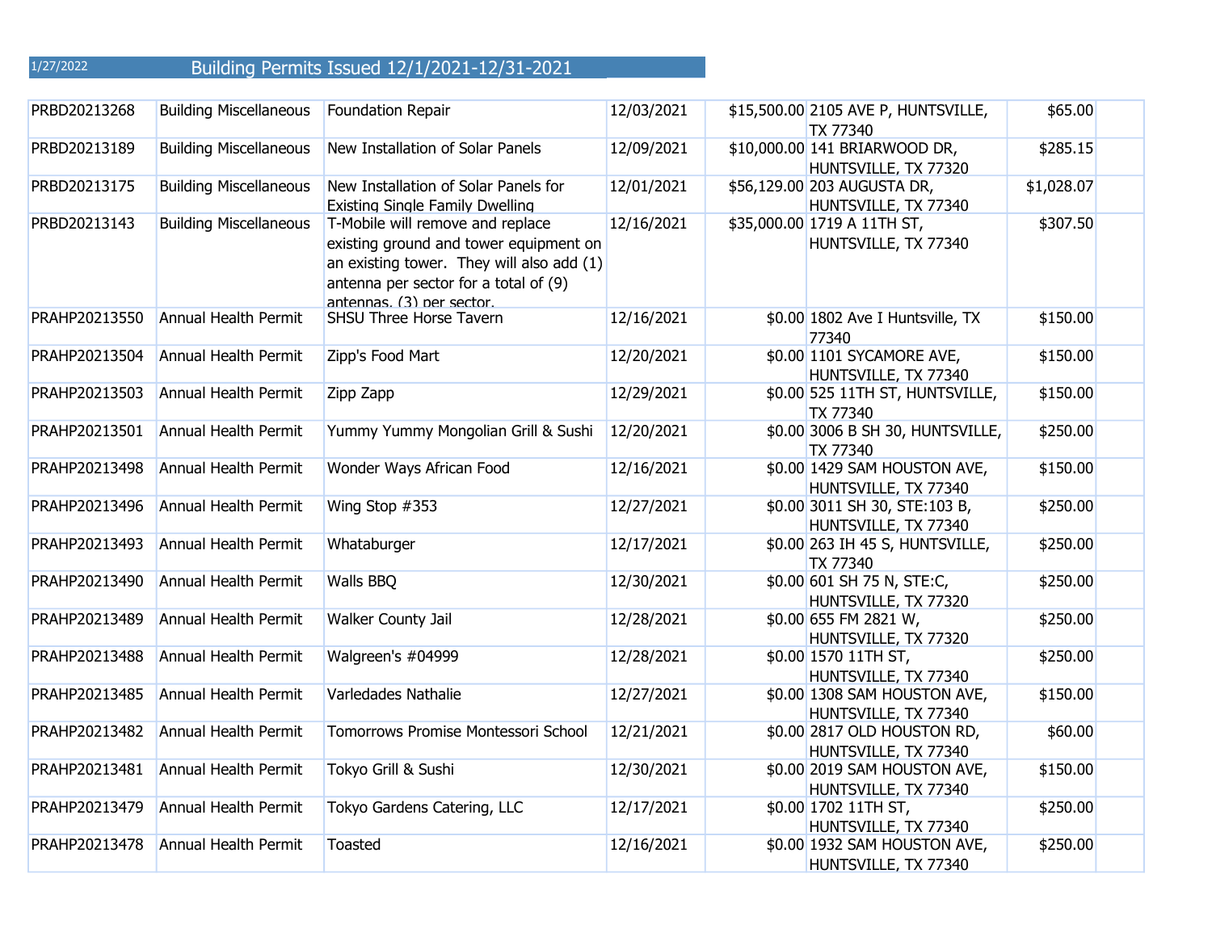1/27/2022 Building Permits Issued 12/1/2021-12/31-2021

| | | | | | | | |
|---|---|---|---|---|---|---|---|
| PRBD20213268 | Building Miscellaneous | Foundation Repair | 12/03/2021 | $15,500.00 | 2105 AVE P, HUNTSVILLE, TX 77340 | $65.00 | |
| PRBD20213189 | Building Miscellaneous | New Installation of Solar Panels | 12/09/2021 | $10,000.00 | 141 BRIARWOOD DR, HUNTSVILLE, TX 77320 | $285.15 | |
| PRBD20213175 | Building Miscellaneous | New Installation of Solar Panels for Existing Single Family Dwelling | 12/01/2021 | $56,129.00 | 203 AUGUSTA DR, HUNTSVILLE, TX 77340 | $1,028.07 | |
| PRBD20213143 | Building Miscellaneous | T-Mobile will remove and replace existing ground and tower equipment on an existing tower. They will also add (1) antenna per sector for a total of (9) antennas, (3) per sector. | 12/16/2021 | $35,000.00 | 1719 A 11TH ST, HUNTSVILLE, TX 77340 | $307.50 | |
| PRAHP20213550 | Annual Health Permit | SHSU Three Horse Tavern | 12/16/2021 | $0.00 | 1802 Ave I Huntsville, TX 77340 | $150.00 | |
| PRAHP20213504 | Annual Health Permit | Zipp's Food Mart | 12/20/2021 | $0.00 | 1101 SYCAMORE AVE, HUNTSVILLE, TX 77340 | $150.00 | |
| PRAHP20213503 | Annual Health Permit | Zipp Zapp | 12/29/2021 | $0.00 | 525 11TH ST, HUNTSVILLE, TX 77340 | $150.00 | |
| PRAHP20213501 | Annual Health Permit | Yummy Yummy Mongolian Grill & Sushi | 12/20/2021 | $0.00 | 3006 B SH 30, HUNTSVILLE, TX 77340 | $250.00 | |
| PRAHP20213498 | Annual Health Permit | Wonder Ways African Food | 12/16/2021 | $0.00 | 1429 SAM HOUSTON AVE, HUNTSVILLE, TX 77340 | $150.00 | |
| PRAHP20213496 | Annual Health Permit | Wing Stop #353 | 12/27/2021 | $0.00 | 3011 SH 30, STE:103 B, HUNTSVILLE, TX 77340 | $250.00 | |
| PRAHP20213493 | Annual Health Permit | Whataburger | 12/17/2021 | $0.00 | 263 IH 45 S, HUNTSVILLE, TX 77340 | $250.00 | |
| PRAHP20213490 | Annual Health Permit | Walls BBQ | 12/30/2021 | $0.00 | 601 SH 75 N, STE:C, HUNTSVILLE, TX 77320 | $250.00 | |
| PRAHP20213489 | Annual Health Permit | Walker County Jail | 12/28/2021 | $0.00 | 655 FM 2821 W, HUNTSVILLE, TX 77320 | $250.00 | |
| PRAHP20213488 | Annual Health Permit | Walgreen's #04999 | 12/28/2021 | $0.00 | 1570 11TH ST, HUNTSVILLE, TX 77340 | $250.00 | |
| PRAHP20213485 | Annual Health Permit | Varledades Nathalie | 12/27/2021 | $0.00 | 1308 SAM HOUSTON AVE, HUNTSVILLE, TX 77340 | $150.00 | |
| PRAHP20213482 | Annual Health Permit | Tomorrows Promise Montessori School | 12/21/2021 | $0.00 | 2817 OLD HOUSTON RD, HUNTSVILLE, TX 77340 | $60.00 | |
| PRAHP20213481 | Annual Health Permit | Tokyo Grill & Sushi | 12/30/2021 | $0.00 | 2019 SAM HOUSTON AVE, HUNTSVILLE, TX 77340 | $150.00 | |
| PRAHP20213479 | Annual Health Permit | Tokyo Gardens Catering, LLC | 12/17/2021 | $0.00 | 1702 11TH ST, HUNTSVILLE, TX 77340 | $250.00 | |
| PRAHP20213478 | Annual Health Permit | Toasted | 12/16/2021 | $0.00 | 1932 SAM HOUSTON AVE, HUNTSVILLE, TX 77340 | $250.00 | |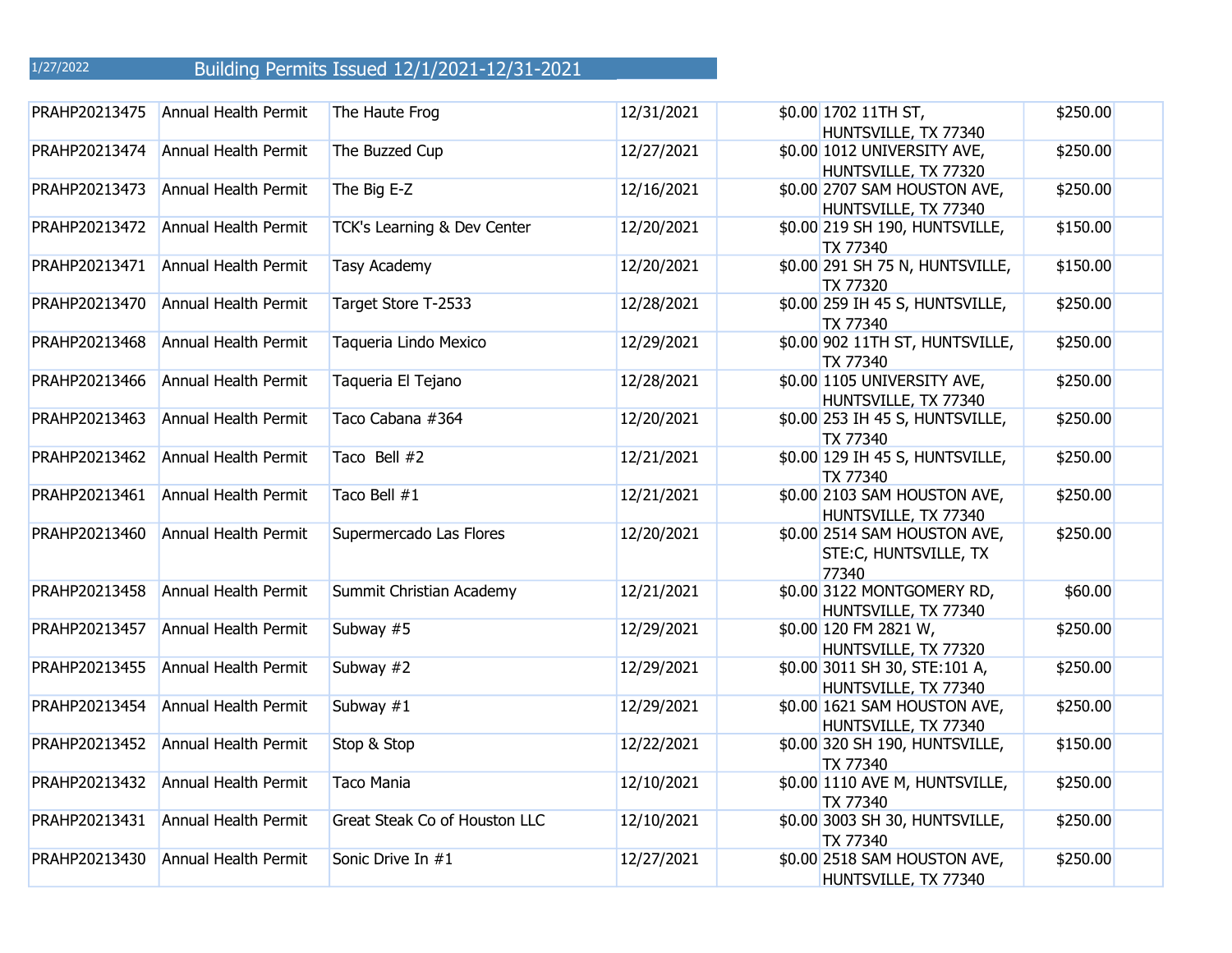1/27/2022 Building Permits Issued 12/1/2021-12/31-2021

| | | | | | | | |
|---|---|---|---|---|---|---|---|
| PRAHP20213475 | Annual Health Permit | The Haute Frog | 12/31/2021 | $0.00 | 1702 11TH ST, HUNTSVILLE, TX 77340 | $250.00 | |
| PRAHP20213474 | Annual Health Permit | The Buzzed Cup | 12/27/2021 | $0.00 | 1012 UNIVERSITY AVE, HUNTSVILLE, TX 77320 | $250.00 | |
| PRAHP20213473 | Annual Health Permit | The Big E-Z | 12/16/2021 | $0.00 | 2707 SAM HOUSTON AVE, HUNTSVILLE, TX 77340 | $250.00 | |
| PRAHP20213472 | Annual Health Permit | TCK's Learning & Dev Center | 12/20/2021 | $0.00 | 219 SH 190, HUNTSVILLE, TX 77340 | $150.00 | |
| PRAHP20213471 | Annual Health Permit | Tasy Academy | 12/20/2021 | $0.00 | 291 SH 75 N, HUNTSVILLE, TX 77320 | $150.00 | |
| PRAHP20213470 | Annual Health Permit | Target Store T-2533 | 12/28/2021 | $0.00 | 259 IH 45 S, HUNTSVILLE, TX 77340 | $250.00 | |
| PRAHP20213468 | Annual Health Permit | Taqueria Lindo Mexico | 12/29/2021 | $0.00 | 902 11TH ST, HUNTSVILLE, TX 77340 | $250.00 | |
| PRAHP20213466 | Annual Health Permit | Taqueria El Tejano | 12/28/2021 | $0.00 | 1105 UNIVERSITY AVE, HUNTSVILLE, TX 77340 | $250.00 | |
| PRAHP20213463 | Annual Health Permit | Taco Cabana #364 | 12/20/2021 | $0.00 | 253 IH 45 S, HUNTSVILLE, TX 77340 | $250.00 | |
| PRAHP20213462 | Annual Health Permit | Taco Bell #2 | 12/21/2021 | $0.00 | 129 IH 45 S, HUNTSVILLE, TX 77340 | $250.00 | |
| PRAHP20213461 | Annual Health Permit | Taco Bell #1 | 12/21/2021 | $0.00 | 2103 SAM HOUSTON AVE, HUNTSVILLE, TX 77340 | $250.00 | |
| PRAHP20213460 | Annual Health Permit | Supermercado Las Flores | 12/20/2021 | $0.00 | 2514 SAM HOUSTON AVE, STE:C, HUNTSVILLE, TX 77340 | $250.00 | |
| PRAHP20213458 | Annual Health Permit | Summit Christian Academy | 12/21/2021 | $0.00 | 3122 MONTGOMERY RD, HUNTSVILLE, TX 77340 | $60.00 | |
| PRAHP20213457 | Annual Health Permit | Subway #5 | 12/29/2021 | $0.00 | 120 FM 2821 W, HUNTSVILLE, TX 77320 | $250.00 | |
| PRAHP20213455 | Annual Health Permit | Subway #2 | 12/29/2021 | $0.00 | 3011 SH 30, STE:101 A, HUNTSVILLE, TX 77340 | $250.00 | |
| PRAHP20213454 | Annual Health Permit | Subway #1 | 12/29/2021 | $0.00 | 1621 SAM HOUSTON AVE, HUNTSVILLE, TX 77340 | $250.00 | |
| PRAHP20213452 | Annual Health Permit | Stop & Stop | 12/22/2021 | $0.00 | 320 SH 190, HUNTSVILLE, TX 77340 | $150.00 | |
| PRAHP20213432 | Annual Health Permit | Taco Mania | 12/10/2021 | $0.00 | 1110 AVE M, HUNTSVILLE, TX 77340 | $250.00 | |
| PRAHP20213431 | Annual Health Permit | Great Steak Co of Houston LLC | 12/10/2021 | $0.00 | 3003 SH 30, HUNTSVILLE, TX 77340 | $250.00 | |
| PRAHP20213430 | Annual Health Permit | Sonic Drive In #1 | 12/27/2021 | $0.00 | 2518 SAM HOUSTON AVE, HUNTSVILLE, TX 77340 | $250.00 | |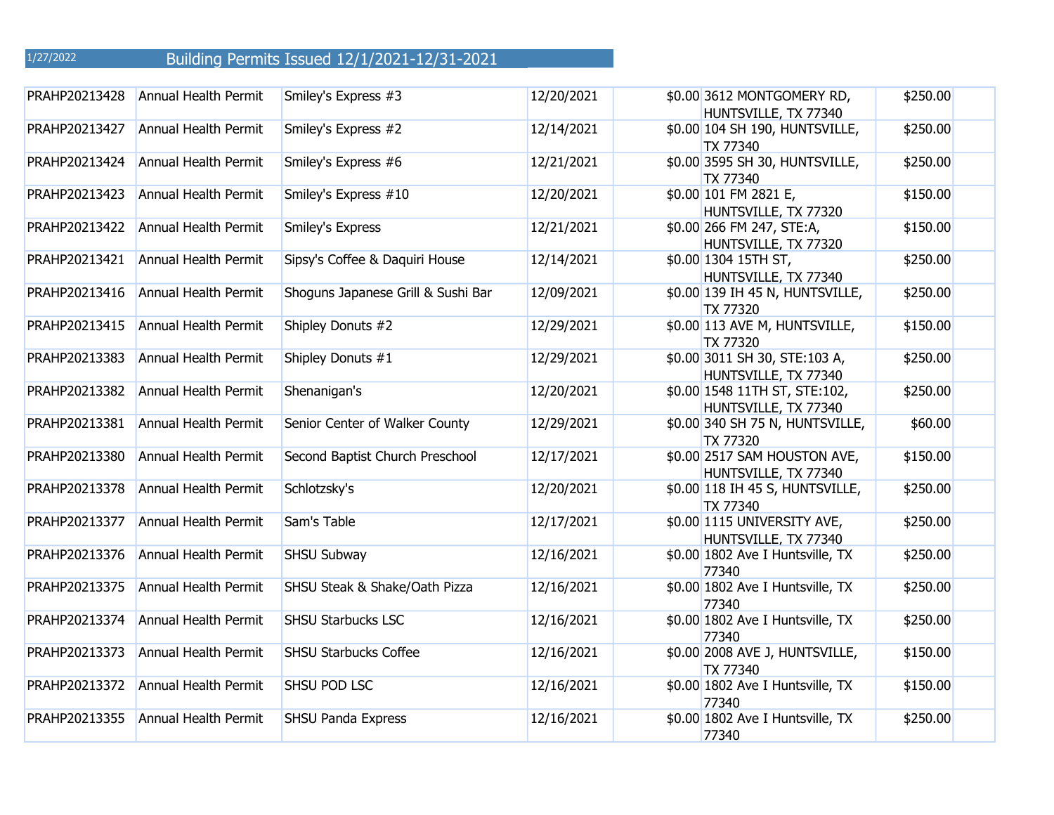1/27/2022 **Building Permits Issued 12/1/2021-12/31-2021**

| | | | | | | | |
|---|---|---|---|---|---|---|---|
| PRAHP20213428 | Annual Health Permit | Smiley's Express #3 | 12/20/2021 | $0.00 | 3612 MONTGOMERY RD, HUNTSVILLE, TX 77340 | $250.00 | |
| PRAHP20213427 | Annual Health Permit | Smiley's Express #2 | 12/14/2021 | $0.00 | 104 SH 190, HUNTSVILLE, TX 77340 | $250.00 | |
| PRAHP20213424 | Annual Health Permit | Smiley's Express #6 | 12/21/2021 | $0.00 | 3595 SH 30, HUNTSVILLE, TX 77340 | $250.00 | |
| PRAHP20213423 | Annual Health Permit | Smiley's Express #10 | 12/20/2021 | $0.00 | 101 FM 2821 E, HUNTSVILLE, TX 77320 | $150.00 | |
| PRAHP20213422 | Annual Health Permit | Smiley's Express | 12/21/2021 | $0.00 | 266 FM 247, STE:A, HUNTSVILLE, TX 77320 | $150.00 | |
| PRAHP20213421 | Annual Health Permit | Sipsy's Coffee & Daquiri House | 12/14/2021 | $0.00 | 1304 15TH ST, HUNTSVILLE, TX 77340 | $250.00 | |
| PRAHP20213416 | Annual Health Permit | Shoguns Japanese Grill & Sushi Bar | 12/09/2021 | $0.00 | 139 IH 45 N, HUNTSVILLE, TX 77320 | $250.00 | |
| PRAHP20213415 | Annual Health Permit | Shipley Donuts #2 | 12/29/2021 | $0.00 | 113 AVE M, HUNTSVILLE, TX 77320 | $150.00 | |
| PRAHP20213383 | Annual Health Permit | Shipley Donuts #1 | 12/29/2021 | $0.00 | 3011 SH 30, STE:103 A, HUNTSVILLE, TX 77340 | $250.00 | |
| PRAHP20213382 | Annual Health Permit | Shenanigan's | 12/20/2021 | $0.00 | 1548 11TH ST, STE:102, HUNTSVILLE, TX 77340 | $250.00 | |
| PRAHP20213381 | Annual Health Permit | Senior Center of Walker County | 12/29/2021 | $0.00 | 340 SH 75 N, HUNTSVILLE, TX 77320 | $60.00 | |
| PRAHP20213380 | Annual Health Permit | Second Baptist Church Preschool | 12/17/2021 | $0.00 | 2517 SAM HOUSTON AVE, HUNTSVILLE, TX 77340 | $150.00 | |
| PRAHP20213378 | Annual Health Permit | Schlotzsky's | 12/20/2021 | $0.00 | 118 IH 45 S, HUNTSVILLE, TX 77340 | $250.00 | |
| PRAHP20213377 | Annual Health Permit | Sam's Table | 12/17/2021 | $0.00 | 1115 UNIVERSITY AVE, HUNTSVILLE, TX 77340 | $250.00 | |
| PRAHP20213376 | Annual Health Permit | SHSU Subway | 12/16/2021 | $0.00 | 1802 Ave I Huntsville, TX 77340 | $250.00 | |
| PRAHP20213375 | Annual Health Permit | SHSU Steak & Shake/Oath Pizza | 12/16/2021 | $0.00 | 1802 Ave I Huntsville, TX 77340 | $250.00 | |
| PRAHP20213374 | Annual Health Permit | SHSU Starbucks LSC | 12/16/2021 | $0.00 | 1802 Ave I Huntsville, TX 77340 | $250.00 | |
| PRAHP20213373 | Annual Health Permit | SHSU Starbucks Coffee | 12/16/2021 | $0.00 | 2008 AVE J, HUNTSVILLE, TX 77340 | $150.00 | |
| PRAHP20213372 | Annual Health Permit | SHSU POD LSC | 12/16/2021 | $0.00 | 1802 Ave I Huntsville, TX 77340 | $150.00 | |
| PRAHP20213355 | Annual Health Permit | SHSU Panda Express | 12/16/2021 | $0.00 | 1802 Ave I Huntsville, TX 77340 | $250.00 | |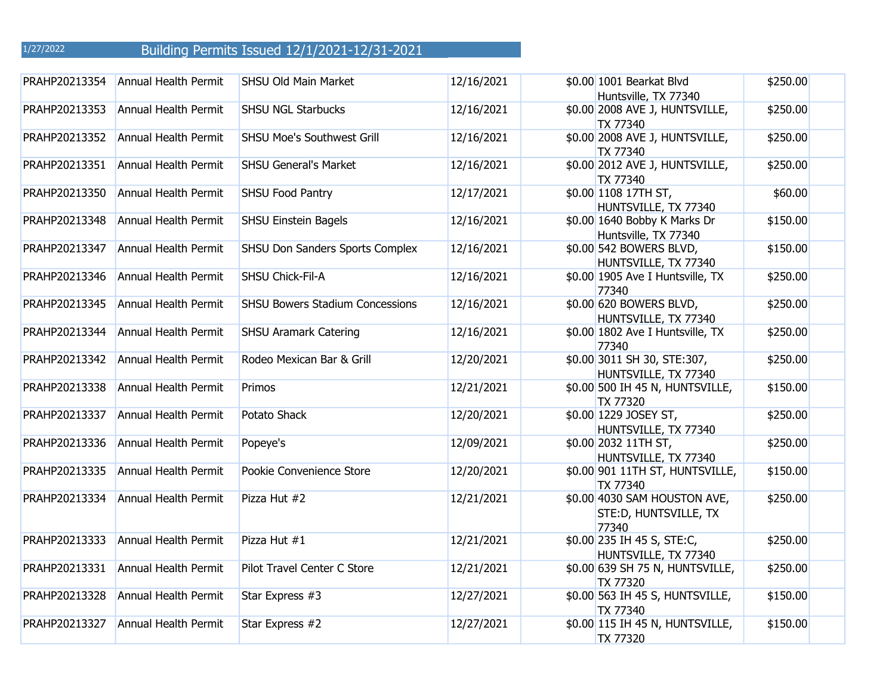1/27/2022 Building Permits Issued 12/1/2021-12/31-2021

| | | | | | | | |
|---|---|---|---|---|---|---|---|
| PRAHP20213354 | Annual Health Permit | SHSU Old Main Market | 12/16/2021 | $0.00 | 1001 Bearkat Blvd Huntsville, TX 77340 | $250.00 | |
| PRAHP20213353 | Annual Health Permit | SHSU NGL Starbucks | 12/16/2021 | $0.00 | 2008 AVE J, HUNTSVILLE, TX 77340 | $250.00 | |
| PRAHP20213352 | Annual Health Permit | SHSU Moe's Southwest Grill | 12/16/2021 | $0.00 | 2008 AVE J, HUNTSVILLE, TX 77340 | $250.00 | |
| PRAHP20213351 | Annual Health Permit | SHSU General's Market | 12/16/2021 | $0.00 | 2012 AVE J, HUNTSVILLE, TX 77340 | $250.00 | |
| PRAHP20213350 | Annual Health Permit | SHSU Food Pantry | 12/17/2021 | $0.00 | 1108 17TH ST, HUNTSVILLE, TX 77340 | $60.00 | |
| PRAHP20213348 | Annual Health Permit | SHSU Einstein Bagels | 12/16/2021 | $0.00 | 1640 Bobby K Marks Dr Huntsville, TX 77340 | $150.00 | |
| PRAHP20213347 | Annual Health Permit | SHSU Don Sanders Sports Complex | 12/16/2021 | $0.00 | 542 BOWERS BLVD, HUNTSVILLE, TX 77340 | $150.00 | |
| PRAHP20213346 | Annual Health Permit | SHSU Chick-Fil-A | 12/16/2021 | $0.00 | 1905 Ave I Huntsville, TX 77340 | $250.00 | |
| PRAHP20213345 | Annual Health Permit | SHSU Bowers Stadium Concessions | 12/16/2021 | $0.00 | 620 BOWERS BLVD, HUNTSVILLE, TX 77340 | $250.00 | |
| PRAHP20213344 | Annual Health Permit | SHSU Aramark Catering | 12/16/2021 | $0.00 | 1802 Ave I Huntsville, TX 77340 | $250.00 | |
| PRAHP20213342 | Annual Health Permit | Rodeo Mexican Bar & Grill | 12/20/2021 | $0.00 | 3011 SH 30, STE:307, HUNTSVILLE, TX 77340 | $250.00 | |
| PRAHP20213338 | Annual Health Permit | Primos | 12/21/2021 | $0.00 | 500 IH 45 N, HUNTSVILLE, TX 77320 | $150.00 | |
| PRAHP20213337 | Annual Health Permit | Potato Shack | 12/20/2021 | $0.00 | 1229 JOSEY ST, HUNTSVILLE, TX 77340 | $250.00 | |
| PRAHP20213336 | Annual Health Permit | Popeye's | 12/09/2021 | $0.00 | 2032 11TH ST, HUNTSVILLE, TX 77340 | $250.00 | |
| PRAHP20213335 | Annual Health Permit | Pookie Convenience Store | 12/20/2021 | $0.00 | 901 11TH ST, HUNTSVILLE, TX 77340 | $150.00 | |
| PRAHP20213334 | Annual Health Permit | Pizza Hut #2 | 12/21/2021 | $0.00 | 4030 SAM HOUSTON AVE, STE:D, HUNTSVILLE, TX 77340 | $250.00 | |
| PRAHP20213333 | Annual Health Permit | Pizza Hut #1 | 12/21/2021 | $0.00 | 235 IH 45 S, STE:C, HUNTSVILLE, TX 77340 | $250.00 | |
| PRAHP20213331 | Annual Health Permit | Pilot Travel Center C Store | 12/21/2021 | $0.00 | 639 SH 75 N, HUNTSVILLE, TX 77320 | $250.00 | |
| PRAHP20213328 | Annual Health Permit | Star Express #3 | 12/27/2021 | $0.00 | 563 IH 45 S, HUNTSVILLE, TX 77340 | $150.00 | |
| PRAHP20213327 | Annual Health Permit | Star Express #2 | 12/27/2021 | $0.00 | 115 IH 45 N, HUNTSVILLE, TX 77320 | $150.00 | |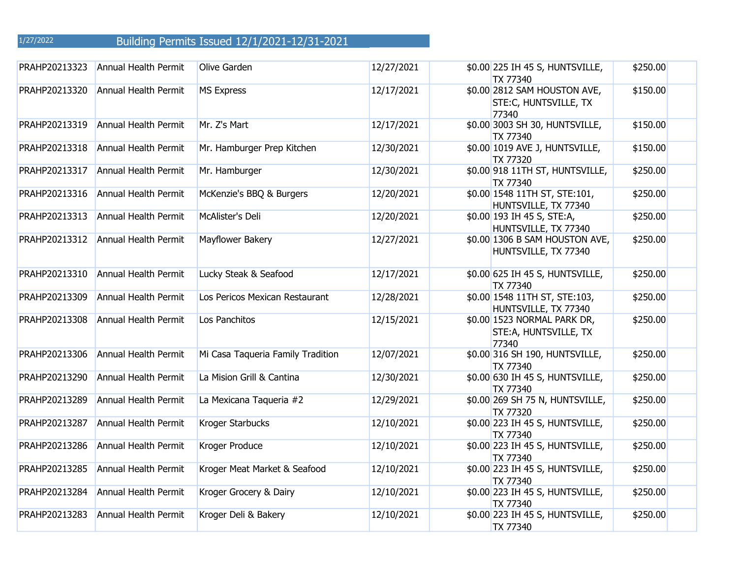1/27/2022 Building Permits Issued 12/1/2021-12/31-2021

| | | | | | | | |
|---|---|---|---|---|---|---|---|
| PRAHP20213323 | Annual Health Permit | Olive Garden | 12/27/2021 | $0.00 | 225 IH 45 S, HUNTSVILLE, TX 77340 | $250.00 | |
| PRAHP20213320 | Annual Health Permit | MS Express | 12/17/2021 | $0.00 | 2812 SAM HOUSTON AVE, STE:C, HUNTSVILLE, TX 77340 | $150.00 | |
| PRAHP20213319 | Annual Health Permit | Mr. Z's Mart | 12/17/2021 | $0.00 | 3003 SH 30, HUNTSVILLE, TX 77340 | $150.00 | |
| PRAHP20213318 | Annual Health Permit | Mr. Hamburger Prep Kitchen | 12/30/2021 | $0.00 | 1019 AVE J, HUNTSVILLE, TX 77320 | $150.00 | |
| PRAHP20213317 | Annual Health Permit | Mr. Hamburger | 12/30/2021 | $0.00 | 918 11TH ST, HUNTSVILLE, TX 77340 | $250.00 | |
| PRAHP20213316 | Annual Health Permit | McKenzie's BBQ & Burgers | 12/20/2021 | $0.00 | 1548 11TH ST, STE:101, HUNTSVILLE, TX 77340 | $250.00 | |
| PRAHP20213313 | Annual Health Permit | McAlister's Deli | 12/20/2021 | $0.00 | 193 IH 45 S, STE:A, HUNTSVILLE, TX 77340 | $250.00 | |
| PRAHP20213312 | Annual Health Permit | Mayflower Bakery | 12/27/2021 | $0.00 | 1306 B SAM HOUSTON AVE, HUNTSVILLE, TX 77340 | $250.00 | |
| PRAHP20213310 | Annual Health Permit | Lucky Steak & Seafood | 12/17/2021 | $0.00 | 625 IH 45 S, HUNTSVILLE, TX 77340 | $250.00 | |
| PRAHP20213309 | Annual Health Permit | Los Pericos Mexican Restaurant | 12/28/2021 | $0.00 | 1548 11TH ST, STE:103, HUNTSVILLE, TX 77340 | $250.00 | |
| PRAHP20213308 | Annual Health Permit | Los Panchitos | 12/15/2021 | $0.00 | 1523 NORMAL PARK DR, STE:A, HUNTSVILLE, TX 77340 | $250.00 | |
| PRAHP20213306 | Annual Health Permit | Mi Casa Taqueria Family Tradition | 12/07/2021 | $0.00 | 316 SH 190, HUNTSVILLE, TX 77340 | $250.00 | |
| PRAHP20213290 | Annual Health Permit | La Mision Grill & Cantina | 12/30/2021 | $0.00 | 630 IH 45 S, HUNTSVILLE, TX 77340 | $250.00 | |
| PRAHP20213289 | Annual Health Permit | La Mexicana Taqueria #2 | 12/29/2021 | $0.00 | 269 SH 75 N, HUNTSVILLE, TX 77320 | $250.00 | |
| PRAHP20213287 | Annual Health Permit | Kroger Starbucks | 12/10/2021 | $0.00 | 223 IH 45 S, HUNTSVILLE, TX 77340 | $250.00 | |
| PRAHP20213286 | Annual Health Permit | Kroger Produce | 12/10/2021 | $0.00 | 223 IH 45 S, HUNTSVILLE, TX 77340 | $250.00 | |
| PRAHP20213285 | Annual Health Permit | Kroger Meat Market & Seafood | 12/10/2021 | $0.00 | 223 IH 45 S, HUNTSVILLE, TX 77340 | $250.00 | |
| PRAHP20213284 | Annual Health Permit | Kroger Grocery & Dairy | 12/10/2021 | $0.00 | 223 IH 45 S, HUNTSVILLE, TX 77340 | $250.00 | |
| PRAHP20213283 | Annual Health Permit | Kroger Deli & Bakery | 12/10/2021 | $0.00 | 223 IH 45 S, HUNTSVILLE, TX 77340 | $250.00 | |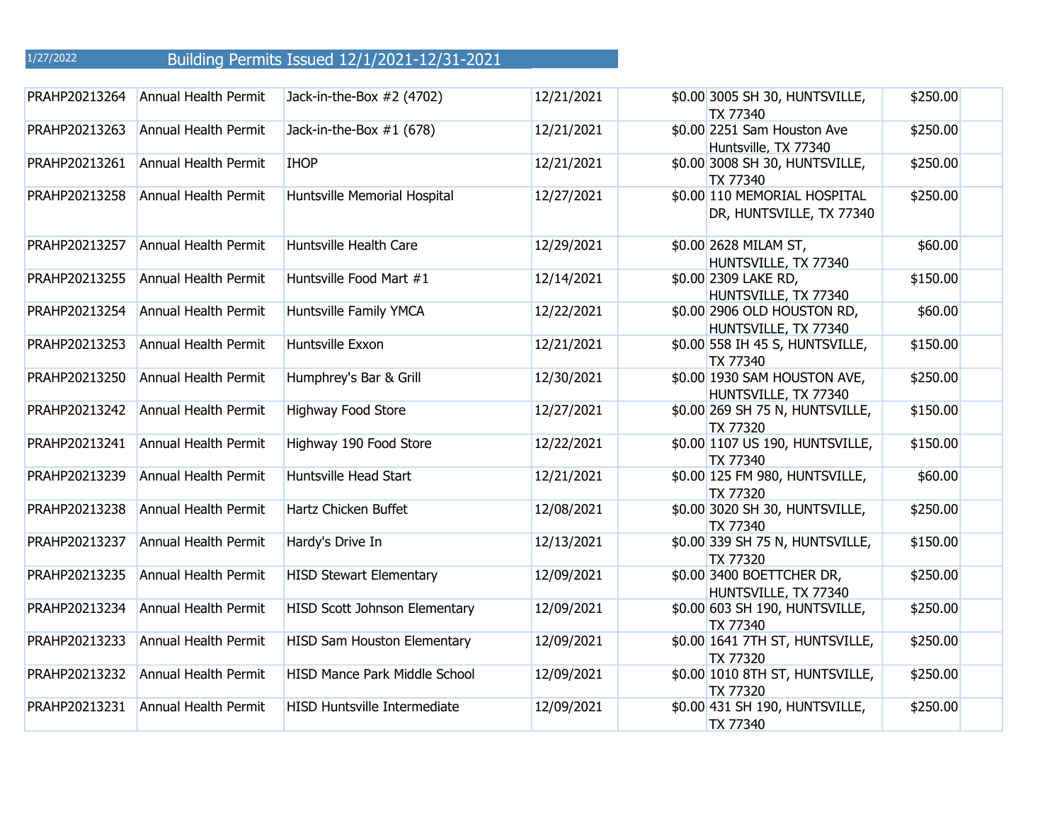1/27/2022

# Building Permits Issued 12/1/2021-12/31-2021

| | | | | | | | |
|---|---|---|---|---|---|---|---|
| PRAHP20213264 | Annual Health Permit | Jack-in-the-Box #2 (4702) | 12/21/2021 | $0.00 | 3005 SH 30, HUNTSVILLE, TX 77340 | $250.00 | |
| PRAHP20213263 | Annual Health Permit | Jack-in-the-Box #1 (678) | 12/21/2021 | $0.00 | 2251 Sam Houston Ave Huntsville, TX 77340 | $250.00 | |
| PRAHP20213261 | Annual Health Permit | IHOP | 12/21/2021 | $0.00 | 3008 SH 30, HUNTSVILLE, TX 77340 | $250.00 | |
| PRAHP20213258 | Annual Health Permit | Huntsville Memorial Hospital | 12/27/2021 | $0.00 | 110 MEMORIAL HOSPITAL DR, HUNTSVILLE, TX 77340 | $250.00 | |
| PRAHP20213257 | Annual Health Permit | Huntsville Health Care | 12/29/2021 | $0.00 | 2628 MILAM ST, HUNTSVILLE, TX 77340 | $60.00 | |
| PRAHP20213255 | Annual Health Permit | Huntsville Food Mart #1 | 12/14/2021 | $0.00 | 2309 LAKE RD, HUNTSVILLE, TX 77340 | $150.00 | |
| PRAHP20213254 | Annual Health Permit | Huntsville Family YMCA | 12/22/2021 | $0.00 | 2906 OLD HOUSTON RD, HUNTSVILLE, TX 77340 | $60.00 | |
| PRAHP20213253 | Annual Health Permit | Huntsville Exxon | 12/21/2021 | $0.00 | 558 IH 45 S, HUNTSVILLE, TX 77340 | $150.00 | |
| PRAHP20213250 | Annual Health Permit | Humphrey's Bar & Grill | 12/30/2021 | $0.00 | 1930 SAM HOUSTON AVE, HUNTSVILLE, TX 77340 | $250.00 | |
| PRAHP20213242 | Annual Health Permit | Highway Food Store | 12/27/2021 | $0.00 | 269 SH 75 N, HUNTSVILLE, TX 77320 | $150.00 | |
| PRAHP20213241 | Annual Health Permit | Highway 190 Food Store | 12/22/2021 | $0.00 | 1107 US 190, HUNTSVILLE, TX 77340 | $150.00 | |
| PRAHP20213239 | Annual Health Permit | Huntsville Head Start | 12/21/2021 | $0.00 | 125 FM 980, HUNTSVILLE, TX 77320 | $60.00 | |
| PRAHP20213238 | Annual Health Permit | Hartz Chicken Buffet | 12/08/2021 | $0.00 | 3020 SH 30, HUNTSVILLE, TX 77340 | $250.00 | |
| PRAHP20213237 | Annual Health Permit | Hardy's Drive In | 12/13/2021 | $0.00 | 339 SH 75 N, HUNTSVILLE, TX 77320 | $150.00 | |
| PRAHP20213235 | Annual Health Permit | HISD Stewart Elementary | 12/09/2021 | $0.00 | 3400 BOETTCHER DR, HUNTSVILLE, TX 77340 | $250.00 | |
| PRAHP20213234 | Annual Health Permit | HISD Scott Johnson Elementary | 12/09/2021 | $0.00 | 603 SH 190, HUNTSVILLE, TX 77340 | $250.00 | |
| PRAHP20213233 | Annual Health Permit | HISD Sam Houston Elementary | 12/09/2021 | $0.00 | 1641 7TH ST, HUNTSVILLE, TX 77320 | $250.00 | |
| PRAHP20213232 | Annual Health Permit | HISD Mance Park Middle School | 12/09/2021 | $0.00 | 1010 8TH ST, HUNTSVILLE, TX 77320 | $250.00 | |
| PRAHP20213231 | Annual Health Permit | HISD Huntsville Intermediate | 12/09/2021 | $0.00 | 431 SH 190, HUNTSVILLE, TX 77340 | $250.00 | |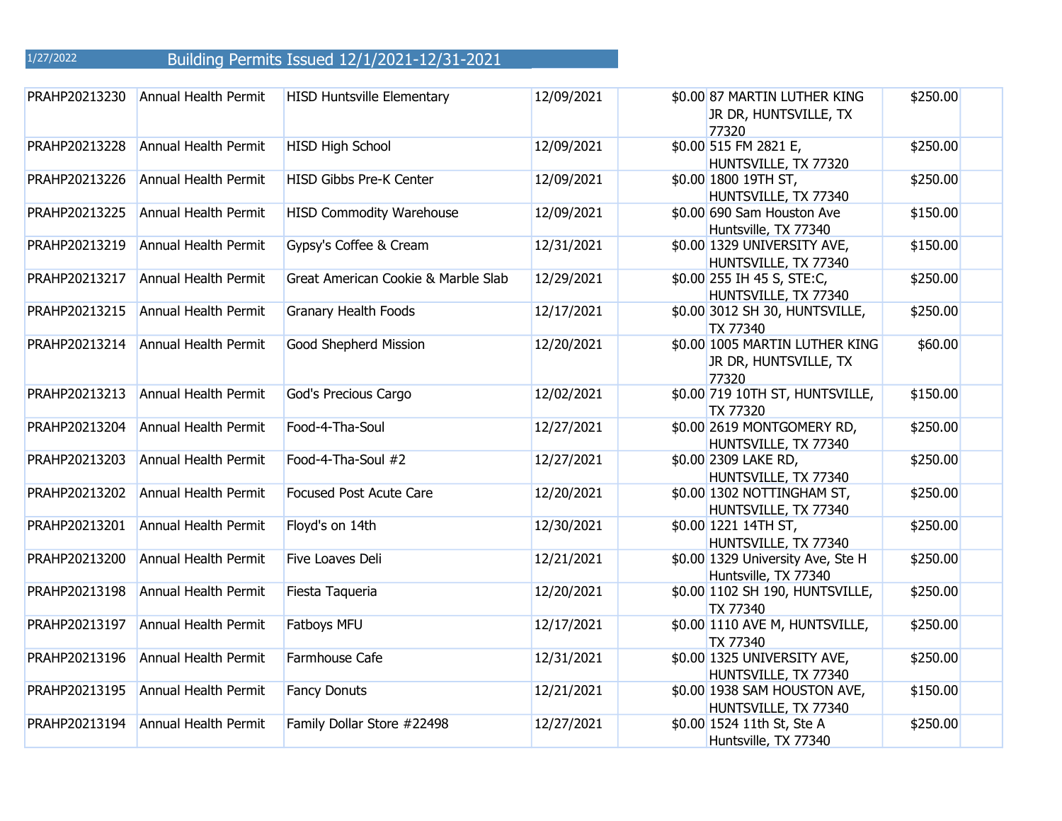1/27/2022

# Building Permits Issued 12/1/2021-12/31-2021

| | | | | | | | |
|---|---|---|---|---|---|---|---|
| PRAHP20213230 | Annual Health Permit | HISD Huntsville Elementary | 12/09/2021 | $0.00 | 87 MARTIN LUTHER KING JR DR, HUNTSVILLE, TX 77320 | $250.00 | |
| PRAHP20213228 | Annual Health Permit | HISD High School | 12/09/2021 | $0.00 | 515 FM 2821 E, HUNTSVILLE, TX 77320 | $250.00 | |
| PRAHP20213226 | Annual Health Permit | HISD Gibbs Pre-K Center | 12/09/2021 | $0.00 | 1800 19TH ST, HUNTSVILLE, TX 77340 | $250.00 | |
| PRAHP20213225 | Annual Health Permit | HISD Commodity Warehouse | 12/09/2021 | $0.00 | 690 Sam Houston Ave Huntsville, TX 77340 | $150.00 | |
| PRAHP20213219 | Annual Health Permit | Gypsy's Coffee & Cream | 12/31/2021 | $0.00 | 1329 UNIVERSITY AVE, HUNTSVILLE, TX 77340 | $150.00 | |
| PRAHP20213217 | Annual Health Permit | Great American Cookie & Marble Slab | 12/29/2021 | $0.00 | 255 IH 45 S, STE:C, HUNTSVILLE, TX 77340 | $250.00 | |
| PRAHP20213215 | Annual Health Permit | Granary Health Foods | 12/17/2021 | $0.00 | 3012 SH 30, HUNTSVILLE, TX 77340 | $250.00 | |
| PRAHP20213214 | Annual Health Permit | Good Shepherd Mission | 12/20/2021 | $0.00 | 1005 MARTIN LUTHER KING JR DR, HUNTSVILLE, TX 77320 | $60.00 | |
| PRAHP20213213 | Annual Health Permit | God's Precious Cargo | 12/02/2021 | $0.00 | 719 10TH ST, HUNTSVILLE, TX 77320 | $150.00 | |
| PRAHP20213204 | Annual Health Permit | Food-4-Tha-Soul | 12/27/2021 | $0.00 | 2619 MONTGOMERY RD, HUNTSVILLE, TX 77340 | $250.00 | |
| PRAHP20213203 | Annual Health Permit | Food-4-Tha-Soul #2 | 12/27/2021 | $0.00 | 2309 LAKE RD, HUNTSVILLE, TX 77340 | $250.00 | |
| PRAHP20213202 | Annual Health Permit | Focused Post Acute Care | 12/20/2021 | $0.00 | 1302 NOTTINGHAM ST, HUNTSVILLE, TX 77340 | $250.00 | |
| PRAHP20213201 | Annual Health Permit | Floyd's on 14th | 12/30/2021 | $0.00 | 1221 14TH ST, HUNTSVILLE, TX 77340 | $250.00 | |
| PRAHP20213200 | Annual Health Permit | Five Loaves Deli | 12/21/2021 | $0.00 | 1329 University Ave, Ste H Huntsville, TX 77340 | $250.00 | |
| PRAHP20213198 | Annual Health Permit | Fiesta Taqueria | 12/20/2021 | $0.00 | 1102 SH 190, HUNTSVILLE, TX 77340 | $250.00 | |
| PRAHP20213197 | Annual Health Permit | Fatboys MFU | 12/17/2021 | $0.00 | 1110 AVE M, HUNTSVILLE, TX 77340 | $250.00 | |
| PRAHP20213196 | Annual Health Permit | Farmhouse Cafe | 12/31/2021 | $0.00 | 1325 UNIVERSITY AVE, HUNTSVILLE, TX 77340 | $250.00 | |
| PRAHP20213195 | Annual Health Permit | Fancy Donuts | 12/21/2021 | $0.00 | 1938 SAM HOUSTON AVE, HUNTSVILLE, TX 77340 | $150.00 | |
| PRAHP20213194 | Annual Health Permit | Family Dollar Store #22498 | 12/27/2021 | $0.00 | 1524 11th St, Ste A Huntsville, TX 77340 | $250.00 | |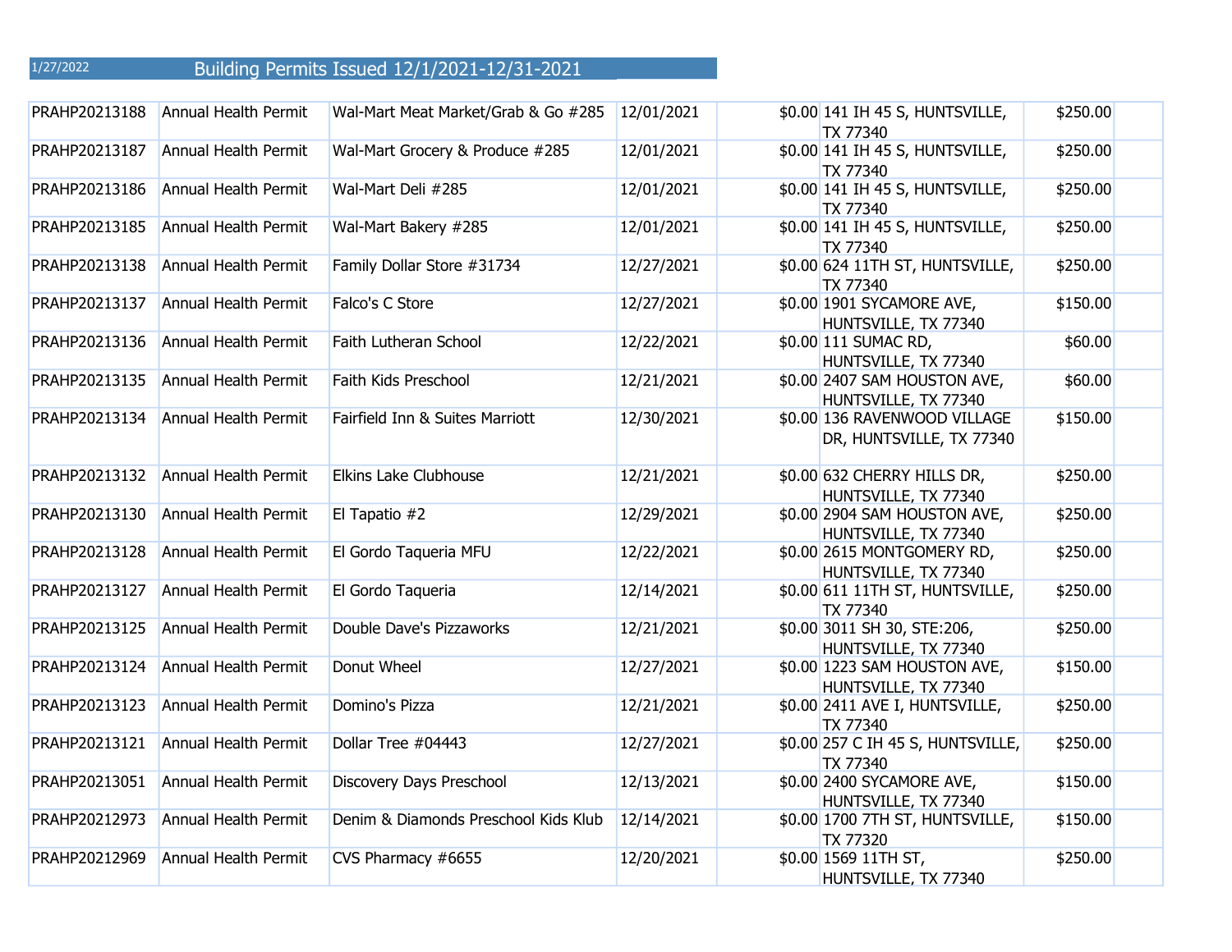1/27/2022

# Building Permits Issued 12/1/2021-12/31-2021

| | | | | | | | |
|---|---|---|---|---|---|---|---|
| PRAHP20213188 | Annual Health Permit | Wal-Mart Meat Market/Grab & Go #285 | 12/01/2021 | $0.00 | 141 IH 45 S, HUNTSVILLE, TX 77340 | $250.00 | |
| PRAHP20213187 | Annual Health Permit | Wal-Mart Grocery & Produce #285 | 12/01/2021 | $0.00 | 141 IH 45 S, HUNTSVILLE, TX 77340 | $250.00 | |
| PRAHP20213186 | Annual Health Permit | Wal-Mart Deli #285 | 12/01/2021 | $0.00 | 141 IH 45 S, HUNTSVILLE, TX 77340 | $250.00 | |
| PRAHP20213185 | Annual Health Permit | Wal-Mart Bakery #285 | 12/01/2021 | $0.00 | 141 IH 45 S, HUNTSVILLE, TX 77340 | $250.00 | |
| PRAHP20213138 | Annual Health Permit | Family Dollar Store #31734 | 12/27/2021 | $0.00 | 624 11TH ST, HUNTSVILLE, TX 77340 | $250.00 | |
| PRAHP20213137 | Annual Health Permit | Falco's C Store | 12/27/2021 | $0.00 | 1901 SYCAMORE AVE, HUNTSVILLE, TX 77340 | $150.00 | |
| PRAHP20213136 | Annual Health Permit | Faith Lutheran School | 12/22/2021 | $0.00 | 111 SUMAC RD, HUNTSVILLE, TX 77340 | $60.00 | |
| PRAHP20213135 | Annual Health Permit | Faith Kids Preschool | 12/21/2021 | $0.00 | 2407 SAM HOUSTON AVE, HUNTSVILLE, TX 77340 | $60.00 | |
| PRAHP20213134 | Annual Health Permit | Fairfield Inn & Suites Marriott | 12/30/2021 | $0.00 | 136 RAVENWOOD VILLAGE DR, HUNTSVILLE, TX 77340 | $150.00 | |
| PRAHP20213132 | Annual Health Permit | Elkins Lake Clubhouse | 12/21/2021 | $0.00 | 632 CHERRY HILLS DR, HUNTSVILLE, TX 77340 | $250.00 | |
| PRAHP20213130 | Annual Health Permit | El Tapatio #2 | 12/29/2021 | $0.00 | 2904 SAM HOUSTON AVE, HUNTSVILLE, TX 77340 | $250.00 | |
| PRAHP20213128 | Annual Health Permit | El Gordo Taqueria MFU | 12/22/2021 | $0.00 | 2615 MONTGOMERY RD, HUNTSVILLE, TX 77340 | $250.00 | |
| PRAHP20213127 | Annual Health Permit | El Gordo Taqueria | 12/14/2021 | $0.00 | 611 11TH ST, HUNTSVILLE, TX 77340 | $250.00 | |
| PRAHP20213125 | Annual Health Permit | Double Dave's Pizzaworks | 12/21/2021 | $0.00 | 3011 SH 30, STE:206, HUNTSVILLE, TX 77340 | $250.00 | |
| PRAHP20213124 | Annual Health Permit | Donut Wheel | 12/27/2021 | $0.00 | 1223 SAM HOUSTON AVE, HUNTSVILLE, TX 77340 | $150.00 | |
| PRAHP20213123 | Annual Health Permit | Domino's Pizza | 12/21/2021 | $0.00 | 2411 AVE I, HUNTSVILLE, TX 77340 | $250.00 | |
| PRAHP20213121 | Annual Health Permit | Dollar Tree #04443 | 12/27/2021 | $0.00 | 257 C IH 45 S, HUNTSVILLE, TX 77340 | $250.00 | |
| PRAHP20213051 | Annual Health Permit | Discovery Days Preschool | 12/13/2021 | $0.00 | 2400 SYCAMORE AVE, HUNTSVILLE, TX 77340 | $150.00 | |
| PRAHP20212973 | Annual Health Permit | Denim & Diamonds Preschool Kids Klub | 12/14/2021 | $0.00 | 1700 7TH ST, HUNTSVILLE, TX 77320 | $150.00 | |
| PRAHP20212969 | Annual Health Permit | CVS Pharmacy #6655 | 12/20/2021 | $0.00 | 1569 11TH ST, HUNTSVILLE, TX 77340 | $250.00 | |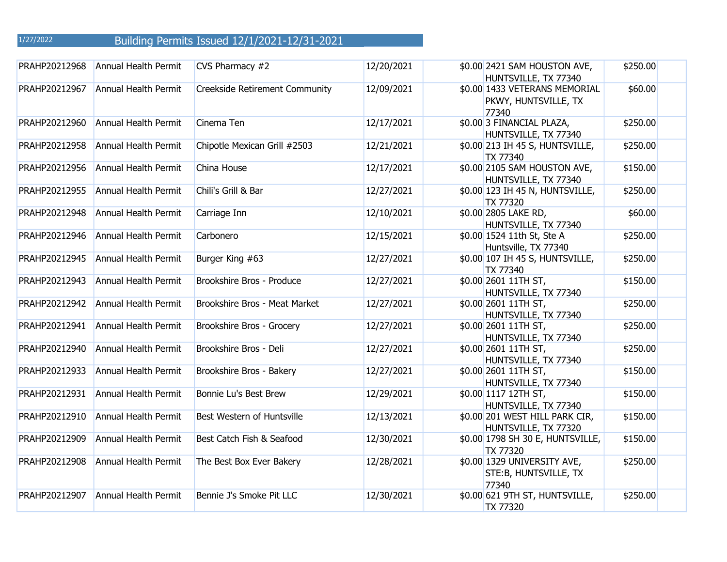1/27/2022 Building Permits Issued 12/1/2021-12/31-2021

| | | | | | | | |
|---|---|---|---|---|---|---|---|
| PRAHP20212968 | Annual Health Permit | CVS Pharmacy #2 | 12/20/2021 | $0.00 | 2421 SAM HOUSTON AVE, HUNTSVILLE, TX 77340 | $250.00 | |
| PRAHP20212967 | Annual Health Permit | Creekside Retirement Community | 12/09/2021 | $0.00 | 1433 VETERANS MEMORIAL PKWY, HUNTSVILLE, TX 77340 | $60.00 | |
| PRAHP20212960 | Annual Health Permit | Cinema Ten | 12/17/2021 | $0.00 | 3 FINANCIAL PLAZA, HUNTSVILLE, TX 77340 | $250.00 | |
| PRAHP20212958 | Annual Health Permit | Chipotle Mexican Grill #2503 | 12/21/2021 | $0.00 | 213 IH 45 S, HUNTSVILLE, TX 77340 | $250.00 | |
| PRAHP20212956 | Annual Health Permit | China House | 12/17/2021 | $0.00 | 2105 SAM HOUSTON AVE, HUNTSVILLE, TX 77340 | $150.00 | |
| PRAHP20212955 | Annual Health Permit | Chili's Grill & Bar | 12/27/2021 | $0.00 | 123 IH 45 N, HUNTSVILLE, TX 77320 | $250.00 | |
| PRAHP20212948 | Annual Health Permit | Carriage Inn | 12/10/2021 | $0.00 | 2805 LAKE RD, HUNTSVILLE, TX 77340 | $60.00 | |
| PRAHP20212946 | Annual Health Permit | Carbonero | 12/15/2021 | $0.00 | 1524 11th St, Ste A Huntsville, TX 77340 | $250.00 | |
| PRAHP20212945 | Annual Health Permit | Burger King #63 | 12/27/2021 | $0.00 | 107 IH 45 S, HUNTSVILLE, TX 77340 | $250.00 | |
| PRAHP20212943 | Annual Health Permit | Brookshire Bros - Produce | 12/27/2021 | $0.00 | 2601 11TH ST, HUNTSVILLE, TX 77340 | $150.00 | |
| PRAHP20212942 | Annual Health Permit | Brookshire Bros - Meat Market | 12/27/2021 | $0.00 | 2601 11TH ST, HUNTSVILLE, TX 77340 | $250.00 | |
| PRAHP20212941 | Annual Health Permit | Brookshire Bros - Grocery | 12/27/2021 | $0.00 | 2601 11TH ST, HUNTSVILLE, TX 77340 | $250.00 | |
| PRAHP20212940 | Annual Health Permit | Brookshire Bros - Deli | 12/27/2021 | $0.00 | 2601 11TH ST, HUNTSVILLE, TX 77340 | $250.00 | |
| PRAHP20212933 | Annual Health Permit | Brookshire Bros - Bakery | 12/27/2021 | $0.00 | 2601 11TH ST, HUNTSVILLE, TX 77340 | $150.00 | |
| PRAHP20212931 | Annual Health Permit | Bonnie Lu's Best Brew | 12/29/2021 | $0.00 | 1117 12TH ST, HUNTSVILLE, TX 77340 | $150.00 | |
| PRAHP20212910 | Annual Health Permit | Best Western of Huntsville | 12/13/2021 | $0.00 | 201 WEST HILL PARK CIR, HUNTSVILLE, TX 77320 | $150.00 | |
| PRAHP20212909 | Annual Health Permit | Best Catch Fish & Seafood | 12/30/2021 | $0.00 | 1798 SH 30 E, HUNTSVILLE, TX 77320 | $150.00 | |
| PRAHP20212908 | Annual Health Permit | The Best Box Ever Bakery | 12/28/2021 | $0.00 | 1329 UNIVERSITY AVE, STE:B, HUNTSVILLE, TX 77340 | $250.00 | |
| PRAHP20212907 | Annual Health Permit | Bennie J's Smoke Pit LLC | 12/30/2021 | $0.00 | 621 9TH ST, HUNTSVILLE, TX 77320 | $250.00 | |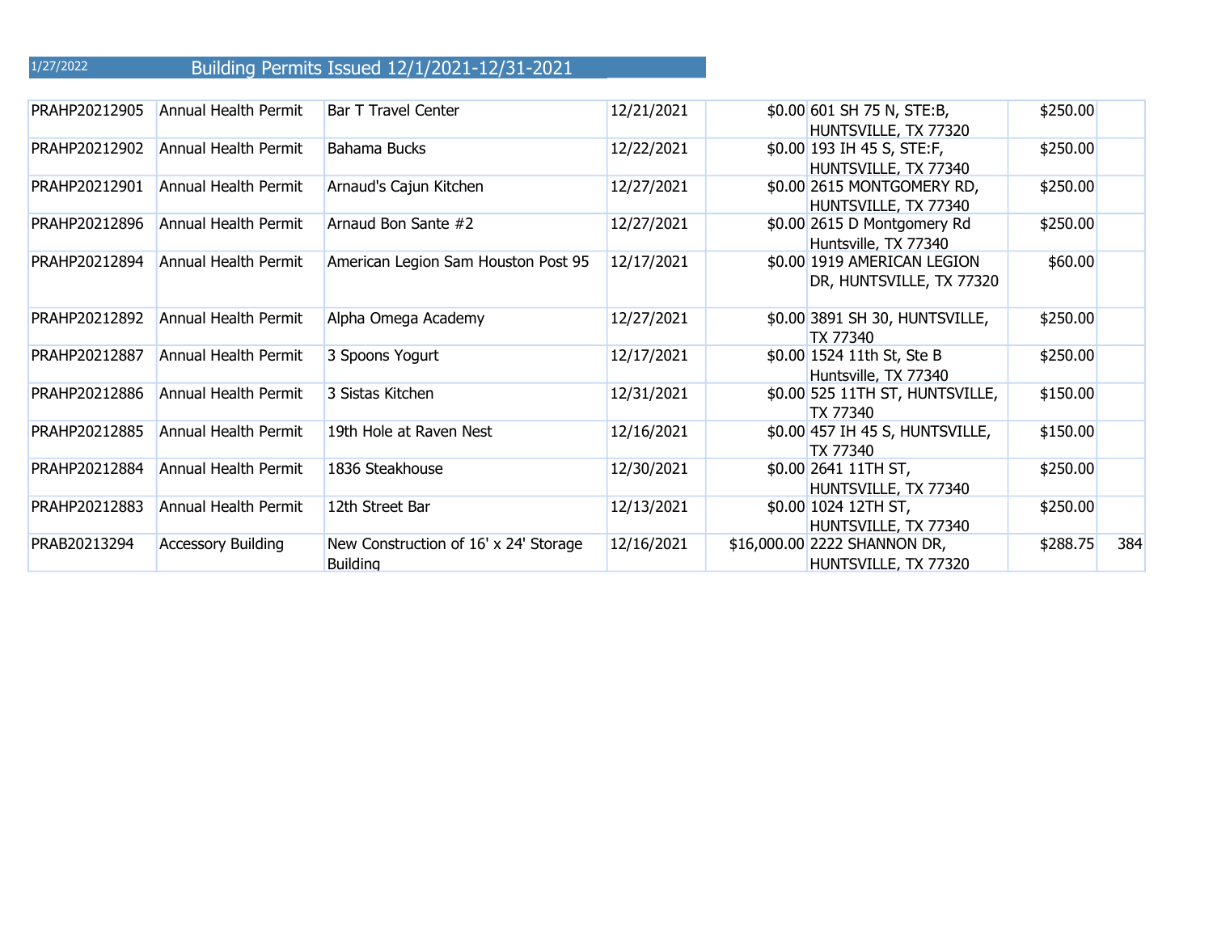1/27/2022 Building Permits Issued 12/1/2021-12/31-2021

| | | | | | | | |
|---|---|---|---|---|---|---|---|
| PRAHP20212905 | Annual Health Permit | Bar T Travel Center | 12/21/2021 | $0.00 | 601 SH 75 N, STE:B, HUNTSVILLE, TX 77320 | $250.00 | |
| PRAHP20212902 | Annual Health Permit | Bahama Bucks | 12/22/2021 | $0.00 | 193 IH 45 S, STE:F, HUNTSVILLE, TX 77340 | $250.00 | |
| PRAHP20212901 | Annual Health Permit | Arnaud's Cajun Kitchen | 12/27/2021 | $0.00 | 2615 MONTGOMERY RD, HUNTSVILLE, TX 77340 | $250.00 | |
| PRAHP20212896 | Annual Health Permit | Arnaud Bon Sante #2 | 12/27/2021 | $0.00 | 2615 D Montgomery Rd Huntsville, TX 77340 | $250.00 | |
| PRAHP20212894 | Annual Health Permit | American Legion Sam Houston Post 95 | 12/17/2021 | $0.00 | 1919 AMERICAN LEGION DR, HUNTSVILLE, TX 77320 | $60.00 | |
| PRAHP20212892 | Annual Health Permit | Alpha Omega Academy | 12/27/2021 | $0.00 | 3891 SH 30, HUNTSVILLE, TX 77340 | $250.00 | |
| PRAHP20212887 | Annual Health Permit | 3 Spoons Yogurt | 12/17/2021 | $0.00 | 1524 11th St, Ste B Huntsville, TX 77340 | $250.00 | |
| PRAHP20212886 | Annual Health Permit | 3 Sistas Kitchen | 12/31/2021 | $0.00 | 525 11TH ST, HUNTSVILLE, TX 77340 | $150.00 | |
| PRAHP20212885 | Annual Health Permit | 19th Hole at Raven Nest | 12/16/2021 | $0.00 | 457 IH 45 S, HUNTSVILLE, TX 77340 | $150.00 | |
| PRAHP20212884 | Annual Health Permit | 1836 Steakhouse | 12/30/2021 | $0.00 | 2641 11TH ST, HUNTSVILLE, TX 77340 | $250.00 | |
| PRAHP20212883 | Annual Health Permit | 12th Street Bar | 12/13/2021 | $0.00 | 1024 12TH ST, HUNTSVILLE, TX 77340 | $250.00 | |
| PRAB20213294 | Accessory Building | New Construction of 16' x 24' Storage Building | 12/16/2021 | $16,000.00 | 2222 SHANNON DR, HUNTSVILLE, TX 77320 | $288.75 | 384 |